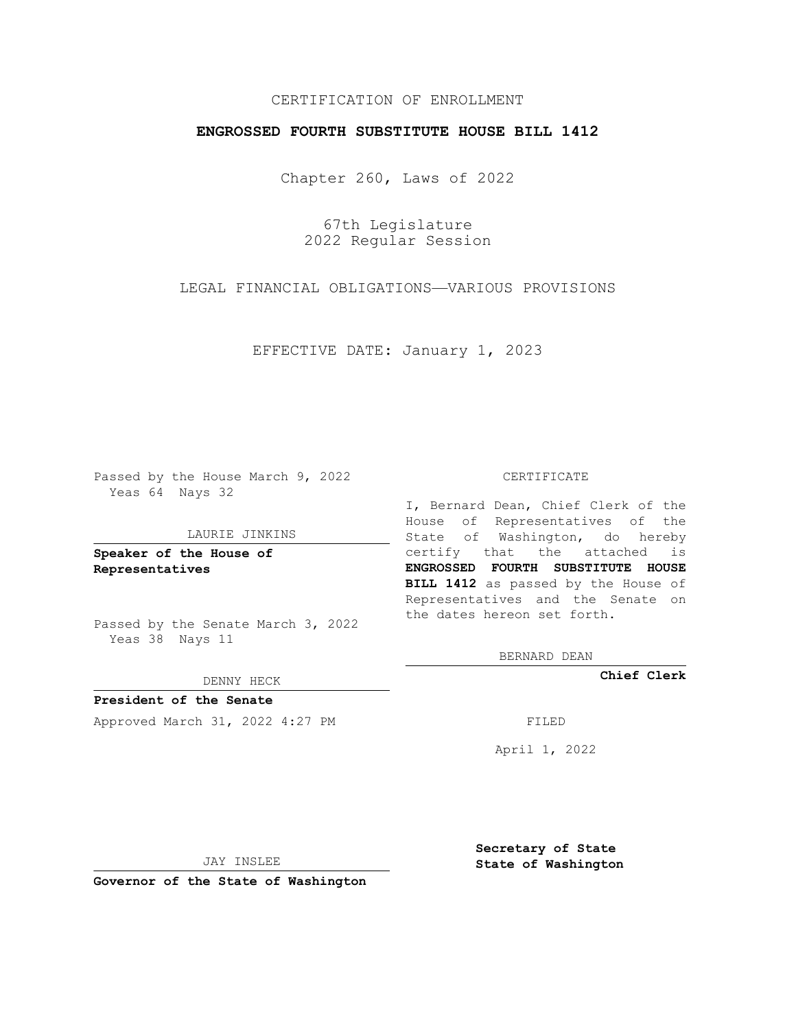CERTIFICATION OF ENROLLMENT

**ENGROSSED FOURTH SUBSTITUTE HOUSE BILL 1412**

Chapter 260, Laws of 2022

67th Legislature
2022 Regular Session

LEGAL FINANCIAL OBLIGATIONS—VARIOUS PROVISIONS

EFFECTIVE DATE: January 1, 2023

Passed by the House March 9, 2022
Yeas 64 Nays 32

LAURIE JINKINS

**Speaker of the House of Representatives**

Passed by the Senate March 3, 2022
Yeas 38 Nays 11

DENNY HECK

**President of the Senate**

Approved March 31, 2022 4:27 PM

JAY INSLEE

**Governor of the State of Washington**

CERTIFICATE

I, Bernard Dean, Chief Clerk of the House of Representatives of the State of Washington, do hereby certify that the attached is **ENGROSSED FOURTH SUBSTITUTE HOUSE BILL 1412** as passed by the House of Representatives and the Senate on the dates hereon set forth.

BERNARD DEAN

**Chief Clerk**

FILED

April 1, 2022

**Secretary of State**
**State of Washington**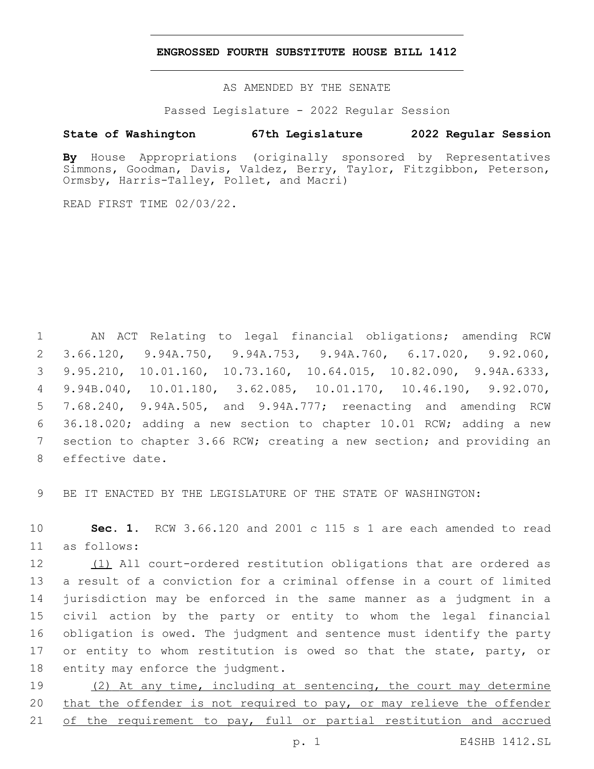**ENGROSSED FOURTH SUBSTITUTE HOUSE BILL 1412**

AS AMENDED BY THE SENATE

Passed Legislature - 2022 Regular Session

**State of Washington 67th Legislature 2022 Regular Session**

**By** House Appropriations (originally sponsored by Representatives Simmons, Goodman, Davis, Valdez, Berry, Taylor, Fitzgibbon, Peterson, Ormsby, Harris-Talley, Pollet, and Macri)

READ FIRST TIME 02/03/22.

AN ACT Relating to legal financial obligations; amending RCW 3.66.120, 9.94A.750, 9.94A.753, 9.94A.760, 6.17.020, 9.92.060, 9.95.210, 10.01.160, 10.73.160, 10.64.015, 10.82.090, 9.94A.6333, 9.94B.040, 10.01.180, 3.62.085, 10.01.170, 10.46.190, 9.92.070, 7.68.240, 9.94A.505, and 9.94A.777; reenacting and amending RCW 36.18.020; adding a new section to chapter 10.01 RCW; adding a new section to chapter 3.66 RCW; creating a new section; and providing an effective date.

BE IT ENACTED BY THE LEGISLATURE OF THE STATE OF WASHINGTON:

**Sec. 1.** RCW 3.66.120 and 2001 c 115 s 1 are each amended to read as follows:

(1) All court-ordered restitution obligations that are ordered as a result of a conviction for a criminal offense in a court of limited jurisdiction may be enforced in the same manner as a judgment in a civil action by the party or entity to whom the legal financial obligation is owed. The judgment and sentence must identify the party or entity to whom restitution is owed so that the state, party, or entity may enforce the judgment.

(2) At any time, including at sentencing, the court may determine that the offender is not required to pay, or may relieve the offender of the requirement to pay, full or partial restitution and accrued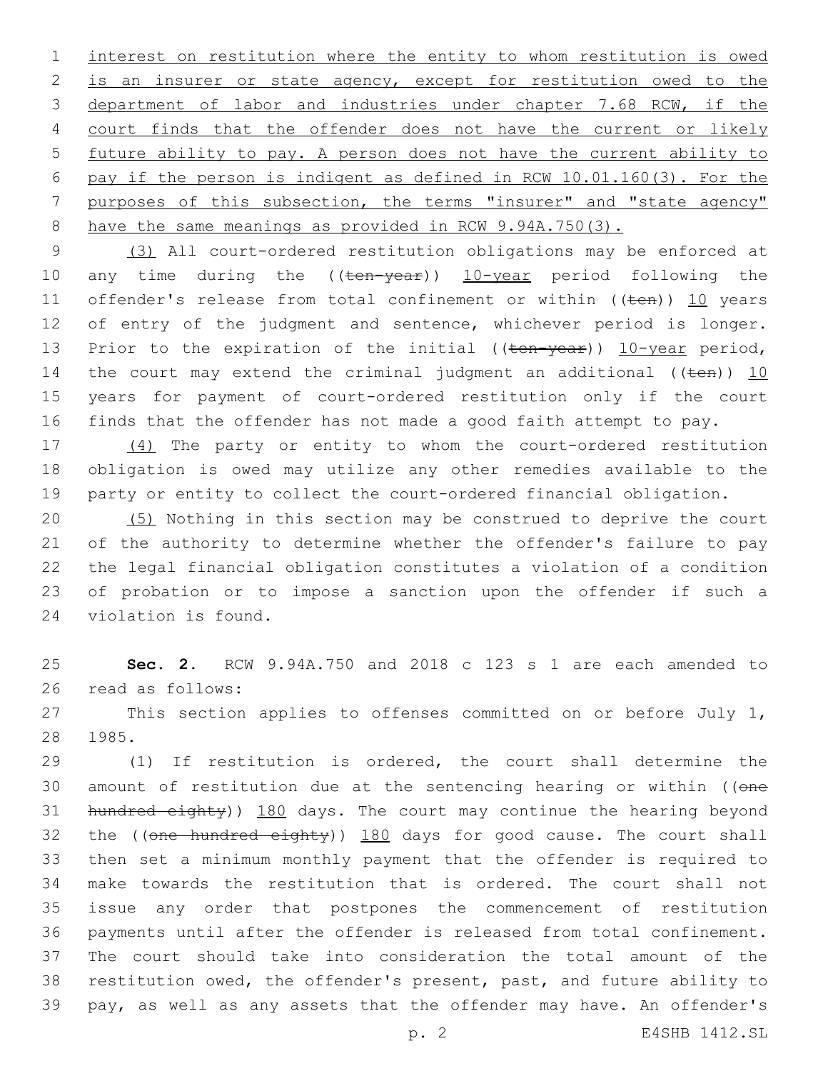interest on restitution where the entity to whom restitution is owed is an insurer or state agency, except for restitution owed to the department of labor and industries under chapter 7.68 RCW, if the court finds that the offender does not have the current or likely future ability to pay. A person does not have the current ability to pay if the person is indigent as defined in RCW 10.01.160(3). For the purposes of this subsection, the terms "insurer" and "state agency" have the same meanings as provided in RCW 9.94A.750(3).

(3) All court-ordered restitution obligations may be enforced at any time during the ((~~ten-year~~)) 10-year period following the offender's release from total confinement or within ((~~ten~~)) 10 years of entry of the judgment and sentence, whichever period is longer. Prior to the expiration of the initial ((~~ten-year~~)) 10-year period, the court may extend the criminal judgment an additional ((~~ten~~)) 10 years for payment of court-ordered restitution only if the court finds that the offender has not made a good faith attempt to pay.

(4) The party or entity to whom the court-ordered restitution obligation is owed may utilize any other remedies available to the party or entity to collect the court-ordered financial obligation.

(5) Nothing in this section may be construed to deprive the court of the authority to determine whether the offender's failure to pay the legal financial obligation constitutes a violation of a condition of probation or to impose a sanction upon the offender if such a violation is found.

**Sec. 2.** RCW 9.94A.750 and 2018 c 123 s 1 are each amended to read as follows:

This section applies to offenses committed on or before July 1, 1985.

(1) If restitution is ordered, the court shall determine the amount of restitution due at the sentencing hearing or within ((~~one hundred eighty~~)) 180 days. The court may continue the hearing beyond the ((~~one hundred eighty~~)) 180 days for good cause. The court shall then set a minimum monthly payment that the offender is required to make towards the restitution that is ordered. The court shall not issue any order that postpones the commencement of restitution payments until after the offender is released from total confinement. The court should take into consideration the total amount of the restitution owed, the offender's present, past, and future ability to pay, as well as any assets that the offender may have. An offender's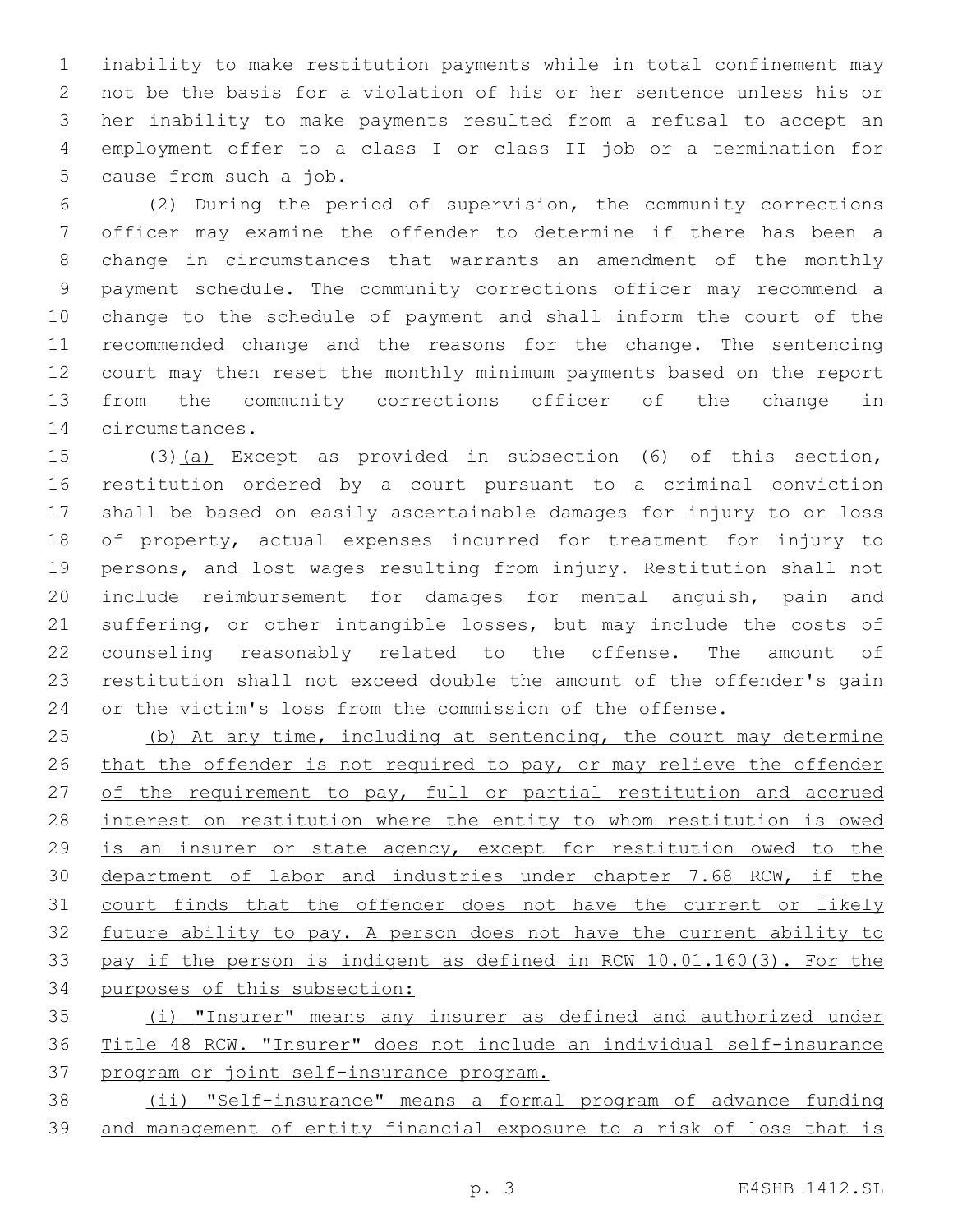inability to make restitution payments while in total confinement may not be the basis for a violation of his or her sentence unless his or her inability to make payments resulted from a refusal to accept an employment offer to a class I or class II job or a termination for cause from such a job.

(2) During the period of supervision, the community corrections officer may examine the offender to determine if there has been a change in circumstances that warrants an amendment of the monthly payment schedule. The community corrections officer may recommend a change to the schedule of payment and shall inform the court of the recommended change and the reasons for the change. The sentencing court may then reset the monthly minimum payments based on the report from the community corrections officer of the change in circumstances.

(3)(a) Except as provided in subsection (6) of this section, restitution ordered by a court pursuant to a criminal conviction shall be based on easily ascertainable damages for injury to or loss of property, actual expenses incurred for treatment for injury to persons, and lost wages resulting from injury. Restitution shall not include reimbursement for damages for mental anguish, pain and suffering, or other intangible losses, but may include the costs of counseling reasonably related to the offense. The amount of restitution shall not exceed double the amount of the offender's gain or the victim's loss from the commission of the offense.

(b) At any time, including at sentencing, the court may determine that the offender is not required to pay, or may relieve the offender of the requirement to pay, full or partial restitution and accrued interest on restitution where the entity to whom restitution is owed is an insurer or state agency, except for restitution owed to the department of labor and industries under chapter 7.68 RCW, if the court finds that the offender does not have the current or likely future ability to pay. A person does not have the current ability to pay if the person is indigent as defined in RCW 10.01.160(3). For the purposes of this subsection:

(i) "Insurer" means any insurer as defined and authorized under Title 48 RCW. "Insurer" does not include an individual self-insurance program or joint self-insurance program.

(ii) "Self-insurance" means a formal program of advance funding and management of entity financial exposure to a risk of loss that is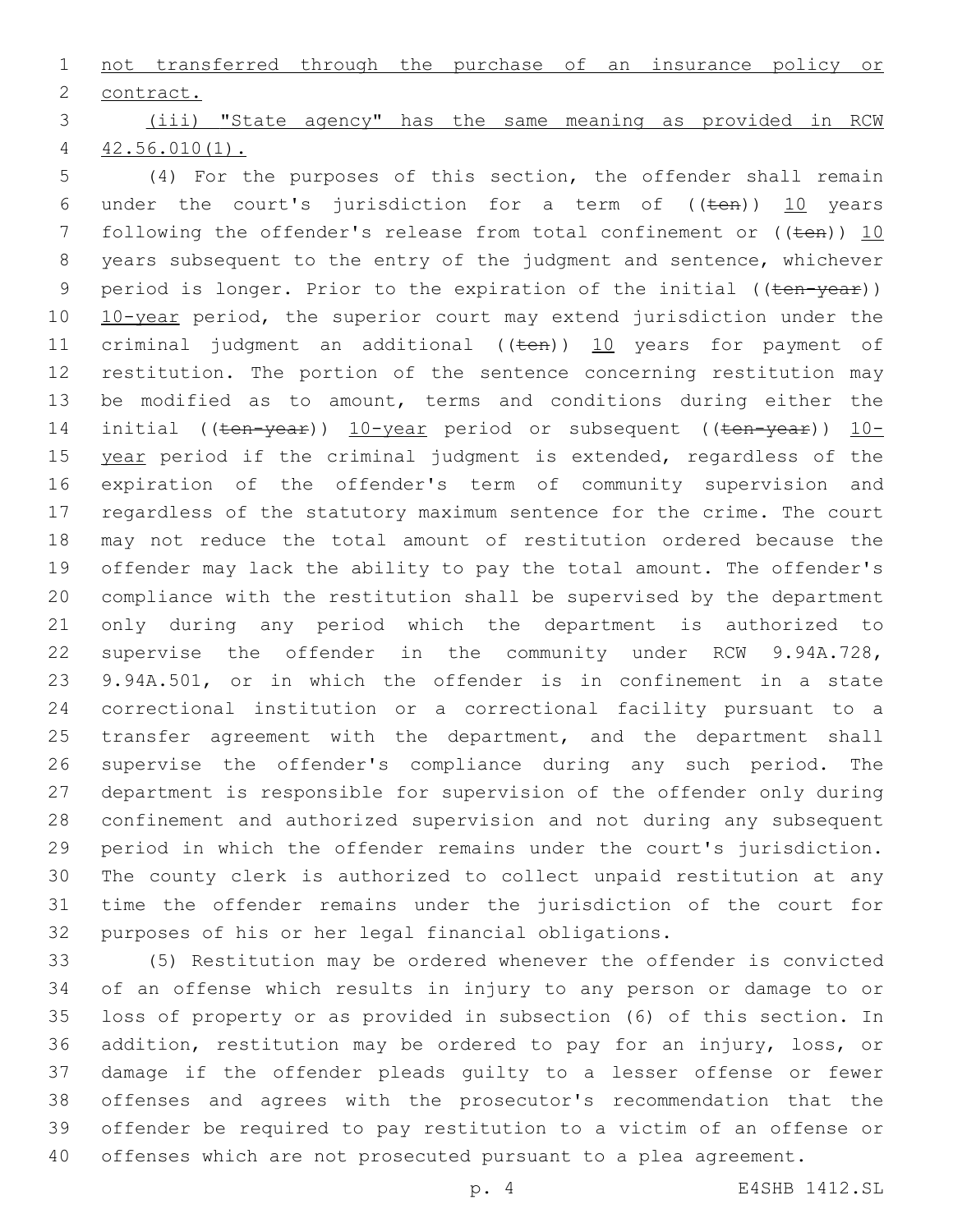not transferred through the purchase of an insurance policy or contract.

(iii) "State agency" has the same meaning as provided in RCW 42.56.010(1).

(4) For the purposes of this section, the offender shall remain under the court's jurisdiction for a term of ((~~ten~~)) 10 years following the offender's release from total confinement or ((~~ten~~)) 10 years subsequent to the entry of the judgment and sentence, whichever period is longer. Prior to the expiration of the initial ((~~ten-year~~)) 10-year period, the superior court may extend jurisdiction under the criminal judgment an additional ((~~ten~~)) 10 years for payment of restitution. The portion of the sentence concerning restitution may be modified as to amount, terms and conditions during either the initial ((~~ten-year~~)) 10-year period or subsequent ((~~ten-year~~)) 10-year period if the criminal judgment is extended, regardless of the expiration of the offender's term of community supervision and regardless of the statutory maximum sentence for the crime. The court may not reduce the total amount of restitution ordered because the offender may lack the ability to pay the total amount. The offender's compliance with the restitution shall be supervised by the department only during any period which the department is authorized to supervise the offender in the community under RCW 9.94A.728, 9.94A.501, or in which the offender is in confinement in a state correctional institution or a correctional facility pursuant to a transfer agreement with the department, and the department shall supervise the offender's compliance during any such period. The department is responsible for supervision of the offender only during confinement and authorized supervision and not during any subsequent period in which the offender remains under the court's jurisdiction. The county clerk is authorized to collect unpaid restitution at any time the offender remains under the jurisdiction of the court for purposes of his or her legal financial obligations.

(5) Restitution may be ordered whenever the offender is convicted of an offense which results in injury to any person or damage to or loss of property or as provided in subsection (6) of this section. In addition, restitution may be ordered to pay for an injury, loss, or damage if the offender pleads guilty to a lesser offense or fewer offenses and agrees with the prosecutor's recommendation that the offender be required to pay restitution to a victim of an offense or offenses which are not prosecuted pursuant to a plea agreement.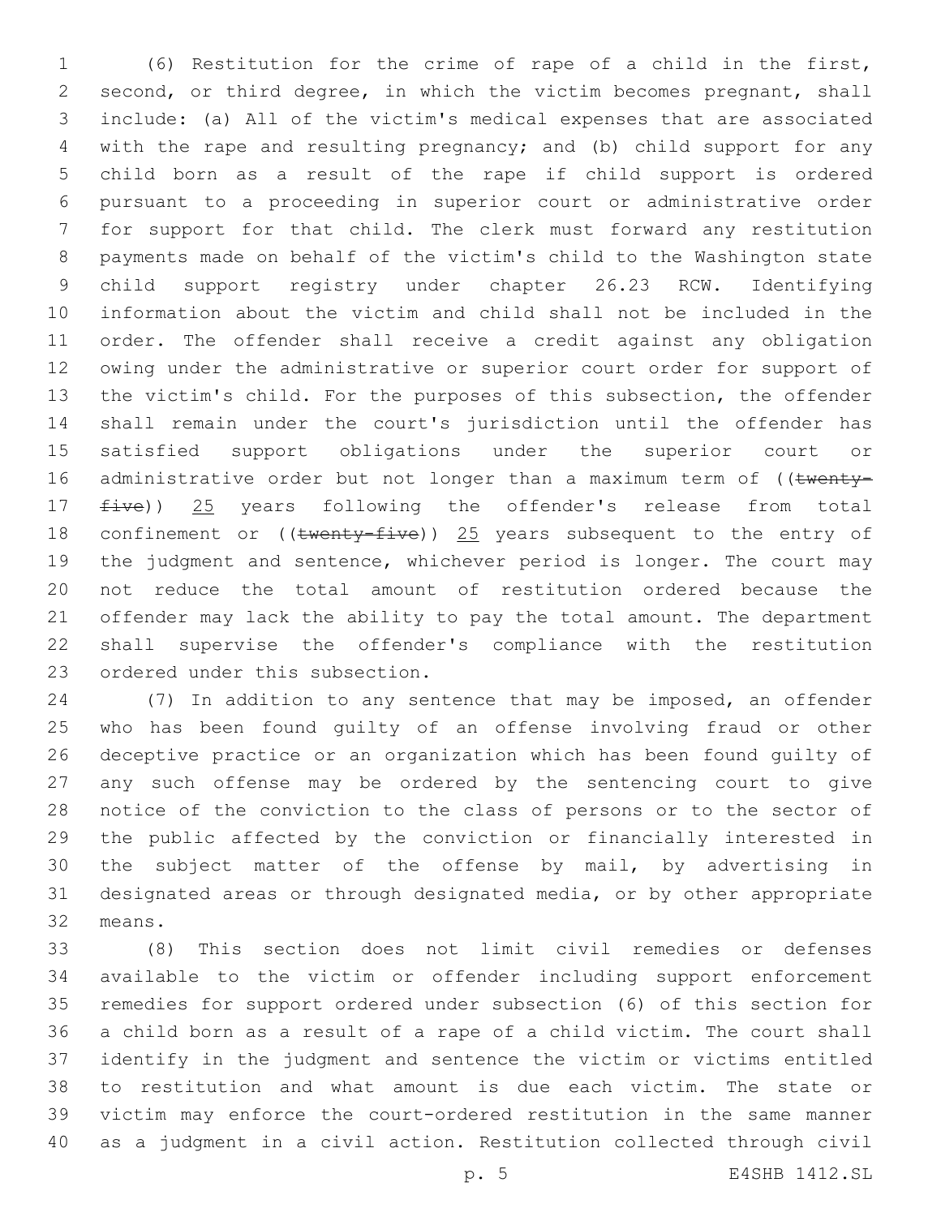(6) Restitution for the crime of rape of a child in the first, second, or third degree, in which the victim becomes pregnant, shall include: (a) All of the victim's medical expenses that are associated with the rape and resulting pregnancy; and (b) child support for any child born as a result of the rape if child support is ordered pursuant to a proceeding in superior court or administrative order for support for that child. The clerk must forward any restitution payments made on behalf of the victim's child to the Washington state child support registry under chapter 26.23 RCW. Identifying information about the victim and child shall not be included in the order. The offender shall receive a credit against any obligation owing under the administrative or superior court order for support of the victim's child. For the purposes of this subsection, the offender shall remain under the court's jurisdiction until the offender has satisfied support obligations under the superior court or administrative order but not longer than a maximum term of ((~~twenty-five~~)) 25 years following the offender's release from total confinement or ((~~twenty-five~~)) 25 years subsequent to the entry of the judgment and sentence, whichever period is longer. The court may not reduce the total amount of restitution ordered because the offender may lack the ability to pay the total amount. The department shall supervise the offender's compliance with the restitution ordered under this subsection.

(7) In addition to any sentence that may be imposed, an offender who has been found guilty of an offense involving fraud or other deceptive practice or an organization which has been found guilty of any such offense may be ordered by the sentencing court to give notice of the conviction to the class of persons or to the sector of the public affected by the conviction or financially interested in the subject matter of the offense by mail, by advertising in designated areas or through designated media, or by other appropriate means.

(8) This section does not limit civil remedies or defenses available to the victim or offender including support enforcement remedies for support ordered under subsection (6) of this section for a child born as a result of a rape of a child victim. The court shall identify in the judgment and sentence the victim or victims entitled to restitution and what amount is due each victim. The state or victim may enforce the court-ordered restitution in the same manner as a judgment in a civil action. Restitution collected through civil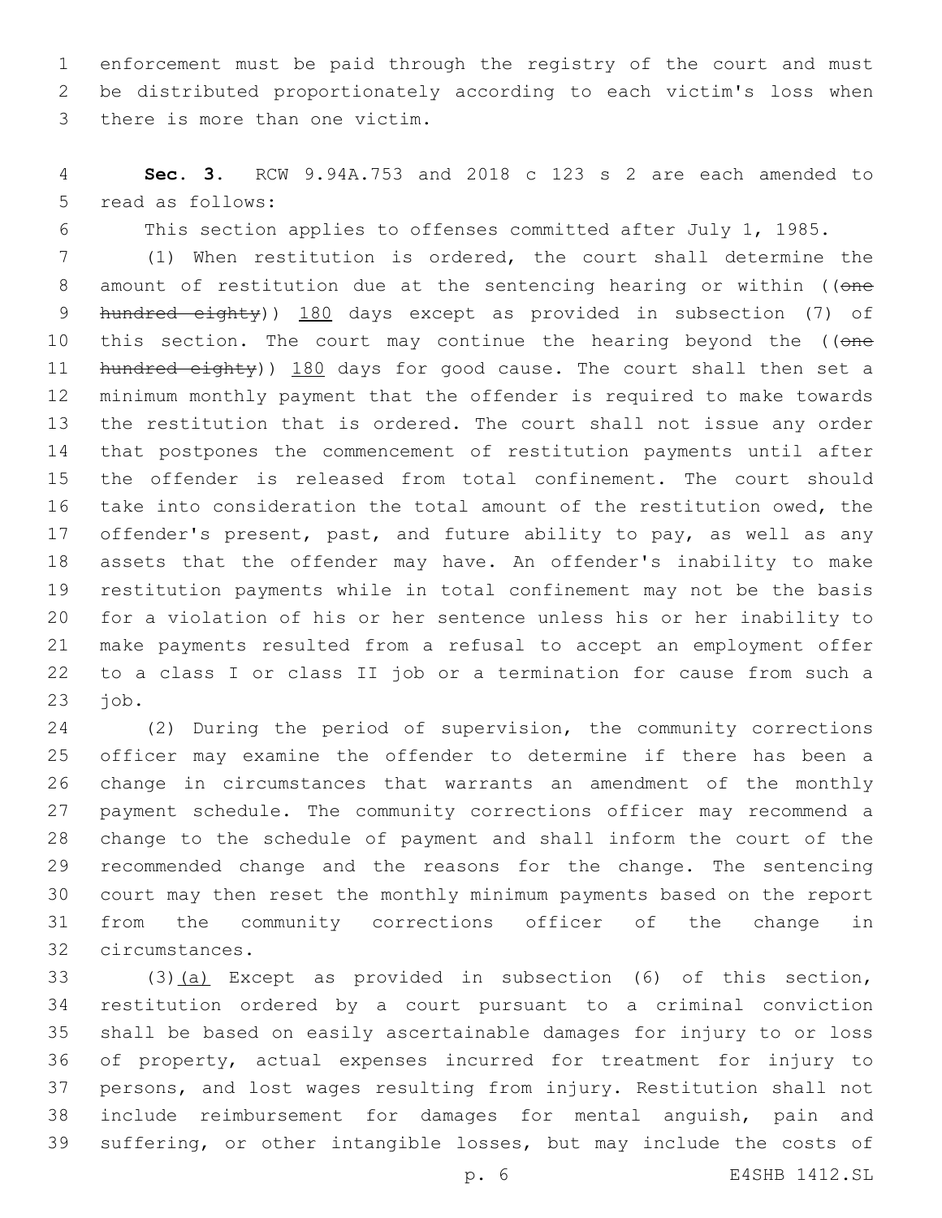enforcement must be paid through the registry of the court and must be distributed proportionately according to each victim's loss when there is more than one victim.

**Sec. 3.** RCW 9.94A.753 and 2018 c 123 s 2 are each amended to read as follows:

This section applies to offenses committed after July 1, 1985.

(1) When restitution is ordered, the court shall determine the amount of restitution due at the sentencing hearing or within ((~~one hundred eighty~~)) 180 days except as provided in subsection (7) of this section. The court may continue the hearing beyond the ((~~one hundred eighty~~)) 180 days for good cause. The court shall then set a minimum monthly payment that the offender is required to make towards the restitution that is ordered. The court shall not issue any order that postpones the commencement of restitution payments until after the offender is released from total confinement. The court should take into consideration the total amount of the restitution owed, the offender's present, past, and future ability to pay, as well as any assets that the offender may have. An offender's inability to make restitution payments while in total confinement may not be the basis for a violation of his or her sentence unless his or her inability to make payments resulted from a refusal to accept an employment offer to a class I or class II job or a termination for cause from such a job.

(2) During the period of supervision, the community corrections officer may examine the offender to determine if there has been a change in circumstances that warrants an amendment of the monthly payment schedule. The community corrections officer may recommend a change to the schedule of payment and shall inform the court of the recommended change and the reasons for the change. The sentencing court may then reset the monthly minimum payments based on the report from the community corrections officer of the change in circumstances.

(3)(a) Except as provided in subsection (6) of this section, restitution ordered by a court pursuant to a criminal conviction shall be based on easily ascertainable damages for injury to or loss of property, actual expenses incurred for treatment for injury to persons, and lost wages resulting from injury. Restitution shall not include reimbursement for damages for mental anguish, pain and suffering, or other intangible losses, but may include the costs of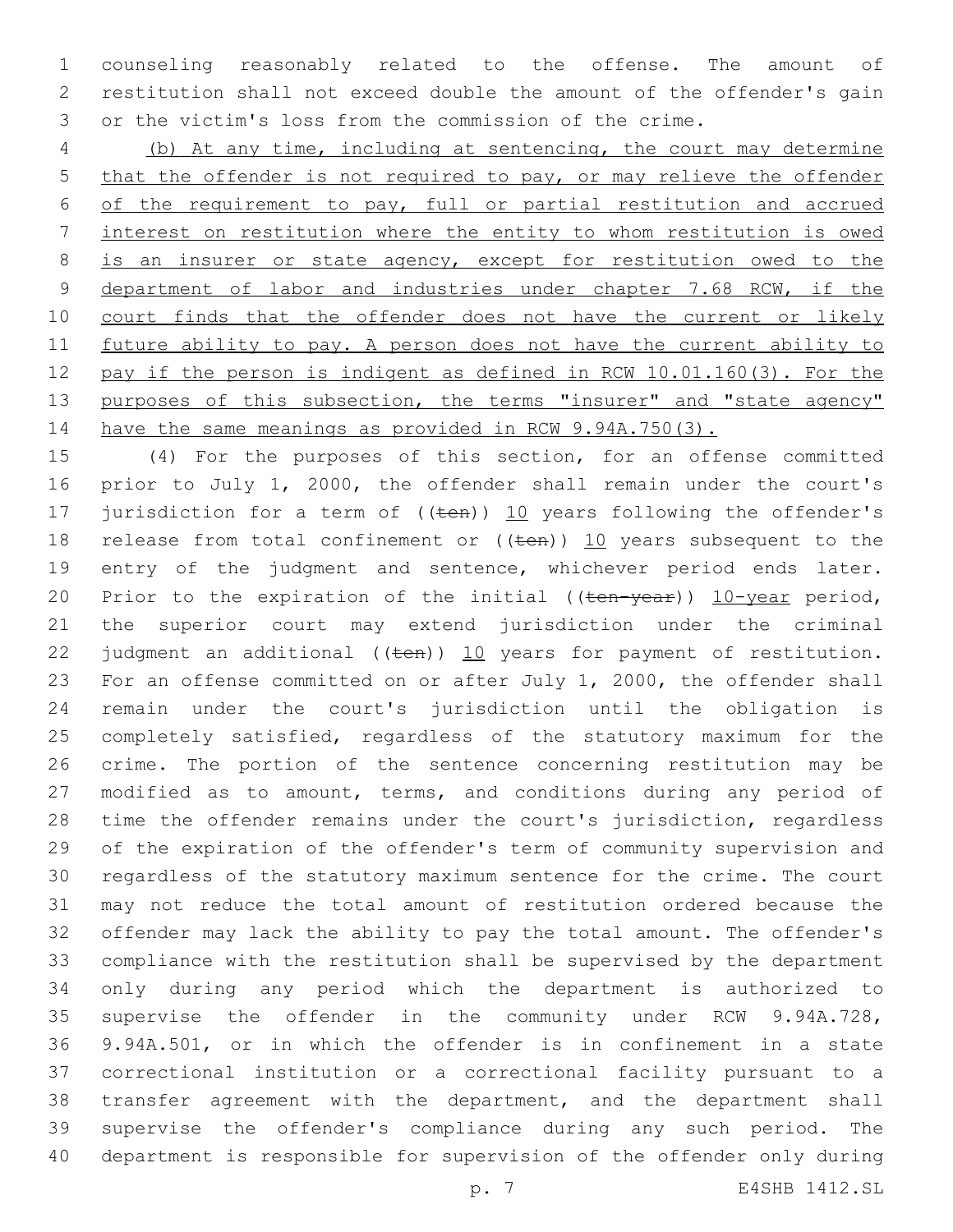counseling reasonably related to the offense. The amount of restitution shall not exceed double the amount of the offender's gain or the victim's loss from the commission of the crime.

(b) At any time, including at sentencing, the court may determine that the offender is not required to pay, or may relieve the offender of the requirement to pay, full or partial restitution and accrued interest on restitution where the entity to whom restitution is owed is an insurer or state agency, except for restitution owed to the department of labor and industries under chapter 7.68 RCW, if the court finds that the offender does not have the current or likely future ability to pay. A person does not have the current ability to pay if the person is indigent as defined in RCW 10.01.160(3). For the purposes of this subsection, the terms "insurer" and "state agency" have the same meanings as provided in RCW 9.94A.750(3).

(4) For the purposes of this section, for an offense committed prior to July 1, 2000, the offender shall remain under the court's jurisdiction for a term of ((~~ten~~)) 10 years following the offender's release from total confinement or ((~~ten~~)) 10 years subsequent to the entry of the judgment and sentence, whichever period ends later. Prior to the expiration of the initial ((~~ten-year~~)) 10-year period, the superior court may extend jurisdiction under the criminal judgment an additional ((~~ten~~)) 10 years for payment of restitution. For an offense committed on or after July 1, 2000, the offender shall remain under the court's jurisdiction until the obligation is completely satisfied, regardless of the statutory maximum for the crime. The portion of the sentence concerning restitution may be modified as to amount, terms, and conditions during any period of time the offender remains under the court's jurisdiction, regardless of the expiration of the offender's term of community supervision and regardless of the statutory maximum sentence for the crime. The court may not reduce the total amount of restitution ordered because the offender may lack the ability to pay the total amount. The offender's compliance with the restitution shall be supervised by the department only during any period which the department is authorized to supervise the offender in the community under RCW 9.94A.728, 9.94A.501, or in which the offender is in confinement in a state correctional institution or a correctional facility pursuant to a transfer agreement with the department, and the department shall supervise the offender's compliance during any such period. The department is responsible for supervision of the offender only during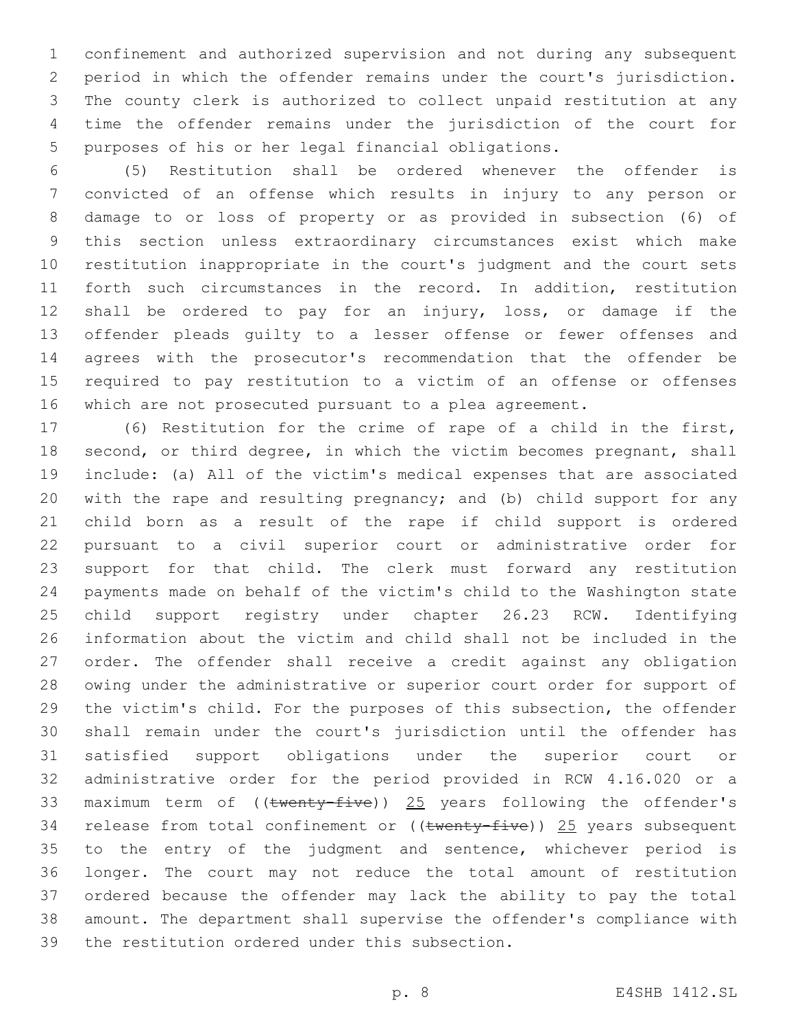confinement and authorized supervision and not during any subsequent period in which the offender remains under the court's jurisdiction. The county clerk is authorized to collect unpaid restitution at any time the offender remains under the jurisdiction of the court for purposes of his or her legal financial obligations.

(5) Restitution shall be ordered whenever the offender is convicted of an offense which results in injury to any person or damage to or loss of property or as provided in subsection (6) of this section unless extraordinary circumstances exist which make restitution inappropriate in the court's judgment and the court sets forth such circumstances in the record. In addition, restitution shall be ordered to pay for an injury, loss, or damage if the offender pleads guilty to a lesser offense or fewer offenses and agrees with the prosecutor's recommendation that the offender be required to pay restitution to a victim of an offense or offenses which are not prosecuted pursuant to a plea agreement.

(6) Restitution for the crime of rape of a child in the first, second, or third degree, in which the victim becomes pregnant, shall include: (a) All of the victim's medical expenses that are associated with the rape and resulting pregnancy; and (b) child support for any child born as a result of the rape if child support is ordered pursuant to a civil superior court or administrative order for support for that child. The clerk must forward any restitution payments made on behalf of the victim's child to the Washington state child support registry under chapter 26.23 RCW. Identifying information about the victim and child shall not be included in the order. The offender shall receive a credit against any obligation owing under the administrative or superior court order for support of the victim's child. For the purposes of this subsection, the offender shall remain under the court's jurisdiction until the offender has satisfied support obligations under the superior court or administrative order for the period provided in RCW 4.16.020 or a maximum term of ((~~twenty-five~~)) <u>25</u> years following the offender's release from total confinement or ((~~twenty-five~~)) <u>25</u> years subsequent to the entry of the judgment and sentence, whichever period is longer. The court may not reduce the total amount of restitution ordered because the offender may lack the ability to pay the total amount. The department shall supervise the offender's compliance with the restitution ordered under this subsection.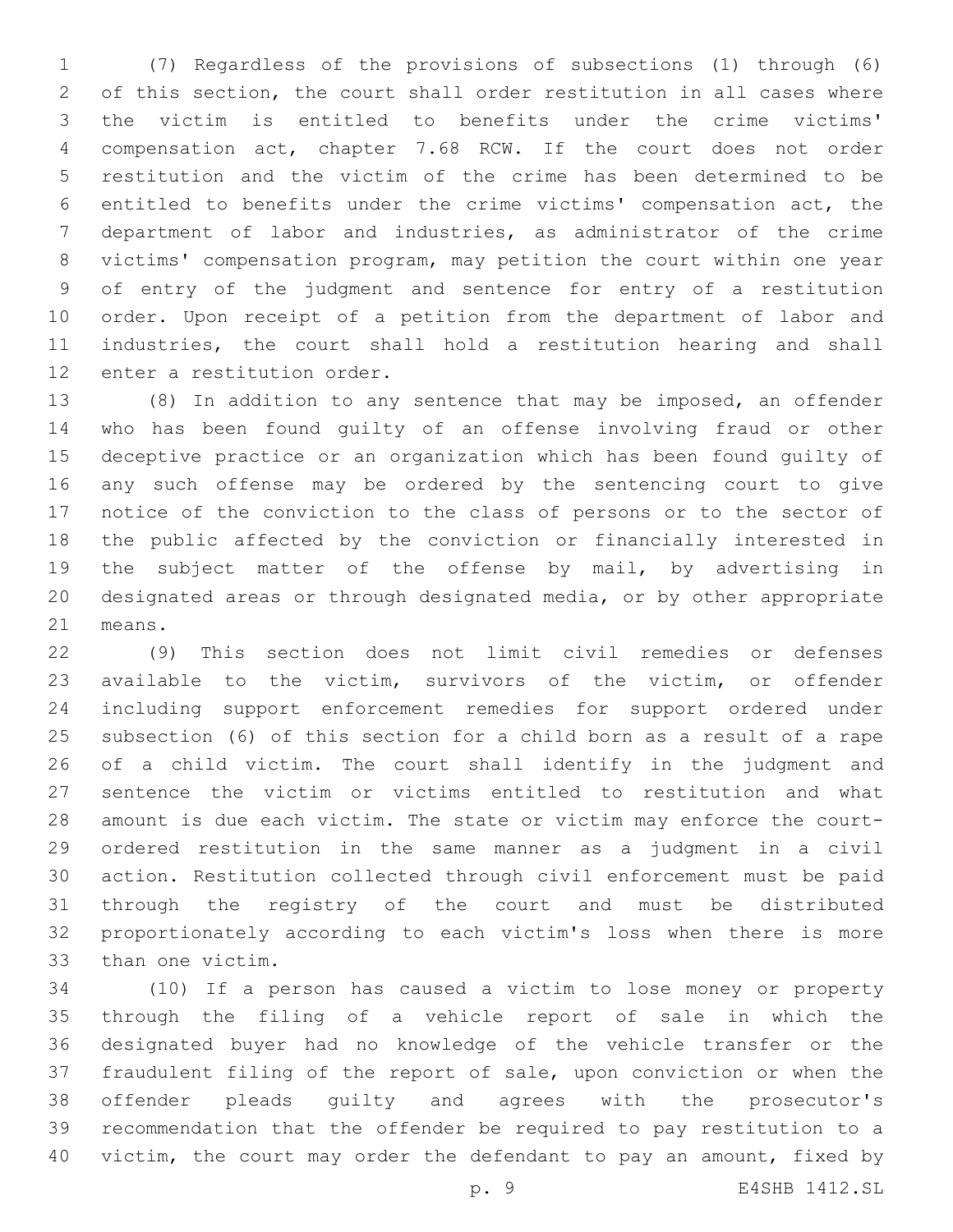(7) Regardless of the provisions of subsections (1) through (6) of this section, the court shall order restitution in all cases where the victim is entitled to benefits under the crime victims' compensation act, chapter 7.68 RCW. If the court does not order restitution and the victim of the crime has been determined to be entitled to benefits under the crime victims' compensation act, the department of labor and industries, as administrator of the crime victims' compensation program, may petition the court within one year of entry of the judgment and sentence for entry of a restitution order. Upon receipt of a petition from the department of labor and industries, the court shall hold a restitution hearing and shall enter a restitution order.

(8) In addition to any sentence that may be imposed, an offender who has been found guilty of an offense involving fraud or other deceptive practice or an organization which has been found guilty of any such offense may be ordered by the sentencing court to give notice of the conviction to the class of persons or to the sector of the public affected by the conviction or financially interested in the subject matter of the offense by mail, by advertising in designated areas or through designated media, or by other appropriate means.

(9) This section does not limit civil remedies or defenses available to the victim, survivors of the victim, or offender including support enforcement remedies for support ordered under subsection (6) of this section for a child born as a result of a rape of a child victim. The court shall identify in the judgment and sentence the victim or victims entitled to restitution and what amount is due each victim. The state or victim may enforce the court-ordered restitution in the same manner as a judgment in a civil action. Restitution collected through civil enforcement must be paid through the registry of the court and must be distributed proportionately according to each victim's loss when there is more than one victim.

(10) If a person has caused a victim to lose money or property through the filing of a vehicle report of sale in which the designated buyer had no knowledge of the vehicle transfer or the fraudulent filing of the report of sale, upon conviction or when the offender pleads guilty and agrees with the prosecutor's recommendation that the offender be required to pay restitution to a victim, the court may order the defendant to pay an amount, fixed by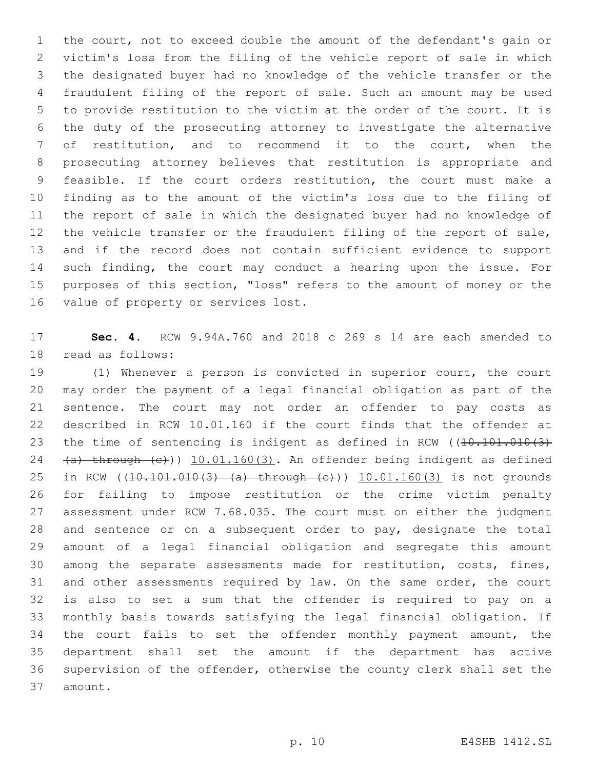the court, not to exceed double the amount of the defendant's gain or victim's loss from the filing of the vehicle report of sale in which the designated buyer had no knowledge of the vehicle transfer or the fraudulent filing of the report of sale. Such an amount may be used to provide restitution to the victim at the order of the court. It is the duty of the prosecuting attorney to investigate the alternative of restitution, and to recommend it to the court, when the prosecuting attorney believes that restitution is appropriate and feasible. If the court orders restitution, the court must make a finding as to the amount of the victim's loss due to the filing of the report of sale in which the designated buyer had no knowledge of the vehicle transfer or the fraudulent filing of the report of sale, and if the record does not contain sufficient evidence to support such finding, the court may conduct a hearing upon the issue. For purposes of this section, "loss" refers to the amount of money or the value of property or services lost.

**Sec. 4.** RCW 9.94A.760 and 2018 c 269 s 14 are each amended to read as follows:

(1) Whenever a person is convicted in superior court, the court may order the payment of a legal financial obligation as part of the sentence. The court may not order an offender to pay costs as described in RCW 10.01.160 if the court finds that the offender at the time of sentencing is indigent as defined in RCW ((~~10.101.010(3) (a) through (c)~~)) <u>10.01.160(3)</u>. An offender being indigent as defined in RCW ((~~10.101.010(3) (a) through (c)~~)) <u>10.01.160(3)</u> is not grounds for failing to impose restitution or the crime victim penalty assessment under RCW 7.68.035. The court must on either the judgment and sentence or on a subsequent order to pay, designate the total amount of a legal financial obligation and segregate this amount among the separate assessments made for restitution, costs, fines, and other assessments required by law. On the same order, the court is also to set a sum that the offender is required to pay on a monthly basis towards satisfying the legal financial obligation. If the court fails to set the offender monthly payment amount, the department shall set the amount if the department has active supervision of the offender, otherwise the county clerk shall set the amount.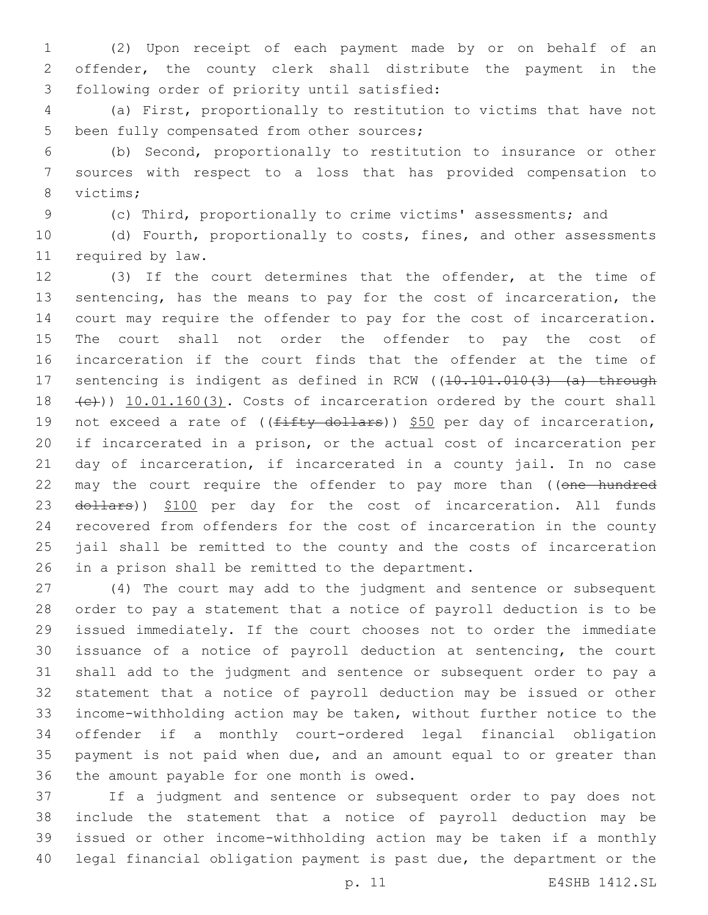(2) Upon receipt of each payment made by or on behalf of an offender, the county clerk shall distribute the payment in the following order of priority until satisfied:

(a) First, proportionally to restitution to victims that have not been fully compensated from other sources;

(b) Second, proportionally to restitution to insurance or other sources with respect to a loss that has provided compensation to victims;

(c) Third, proportionally to crime victims' assessments; and

(d) Fourth, proportionally to costs, fines, and other assessments required by law.

(3) If the court determines that the offender, at the time of sentencing, has the means to pay for the cost of incarceration, the court may require the offender to pay for the cost of incarceration. The court shall not order the offender to pay the cost of incarceration if the court finds that the offender at the time of sentencing is indigent as defined in RCW ((~~10.101.010(3) (a) through (c)~~)) <u>10.01.160(3)</u>. Costs of incarceration ordered by the court shall not exceed a rate of ((~~fifty dollars~~)) <u>$50</u> per day of incarceration, if incarcerated in a prison, or the actual cost of incarceration per day of incarceration, if incarcerated in a county jail. In no case may the court require the offender to pay more than ((~~one hundred dollars~~)) <u>$100</u> per day for the cost of incarceration. All funds recovered from offenders for the cost of incarceration in the county jail shall be remitted to the county and the costs of incarceration in a prison shall be remitted to the department.

(4) The court may add to the judgment and sentence or subsequent order to pay a statement that a notice of payroll deduction is to be issued immediately. If the court chooses not to order the immediate issuance of a notice of payroll deduction at sentencing, the court shall add to the judgment and sentence or subsequent order to pay a statement that a notice of payroll deduction may be issued or other income-withholding action may be taken, without further notice to the offender if a monthly court-ordered legal financial obligation payment is not paid when due, and an amount equal to or greater than the amount payable for one month is owed.

If a judgment and sentence or subsequent order to pay does not include the statement that a notice of payroll deduction may be issued or other income-withholding action may be taken if a monthly legal financial obligation payment is past due, the department or the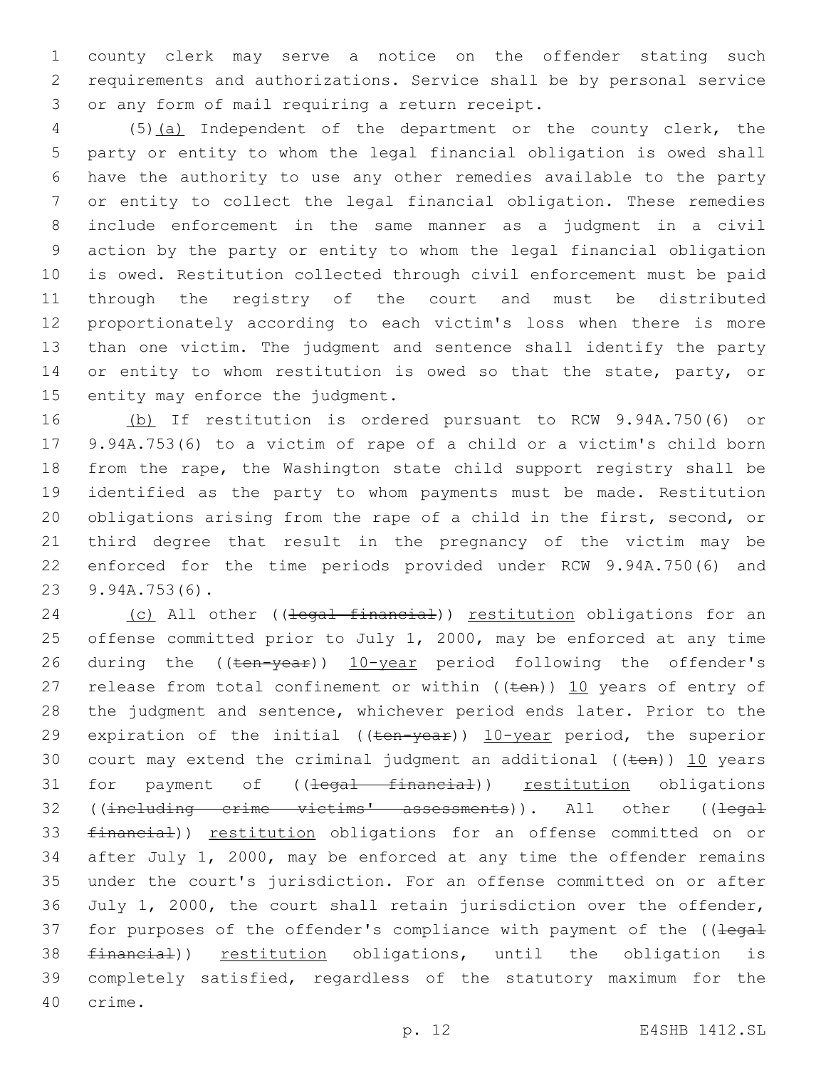county clerk may serve a notice on the offender stating such requirements and authorizations. Service shall be by personal service or any form of mail requiring a return receipt.

(5)(a) Independent of the department or the county clerk, the party or entity to whom the legal financial obligation is owed shall have the authority to use any other remedies available to the party or entity to collect the legal financial obligation. These remedies include enforcement in the same manner as a judgment in a civil action by the party or entity to whom the legal financial obligation is owed. Restitution collected through civil enforcement must be paid through the registry of the court and must be distributed proportionately according to each victim's loss when there is more than one victim. The judgment and sentence shall identify the party or entity to whom restitution is owed so that the state, party, or entity may enforce the judgment.

(b) If restitution is ordered pursuant to RCW 9.94A.750(6) or 9.94A.753(6) to a victim of rape of a child or a victim's child born from the rape, the Washington state child support registry shall be identified as the party to whom payments must be made. Restitution obligations arising from the rape of a child in the first, second, or third degree that result in the pregnancy of the victim may be enforced for the time periods provided under RCW 9.94A.750(6) and 9.94A.753(6).

(c) All other ((~~legal financial~~)) restitution obligations for an offense committed prior to July 1, 2000, may be enforced at any time during the ((~~ten-year~~)) 10-year period following the offender's release from total confinement or within ((~~ten~~)) 10 years of entry of the judgment and sentence, whichever period ends later. Prior to the expiration of the initial ((~~ten-year~~)) 10-year period, the superior court may extend the criminal judgment an additional ((~~ten~~)) 10 years for payment of ((~~legal financial~~)) restitution obligations ((~~including crime victims' assessments~~)). All other ((~~legal financial~~)) restitution obligations for an offense committed on or after July 1, 2000, may be enforced at any time the offender remains under the court's jurisdiction. For an offense committed on or after July 1, 2000, the court shall retain jurisdiction over the offender, for purposes of the offender's compliance with payment of the ((~~legal financial~~)) restitution obligations, until the obligation is completely satisfied, regardless of the statutory maximum for the crime.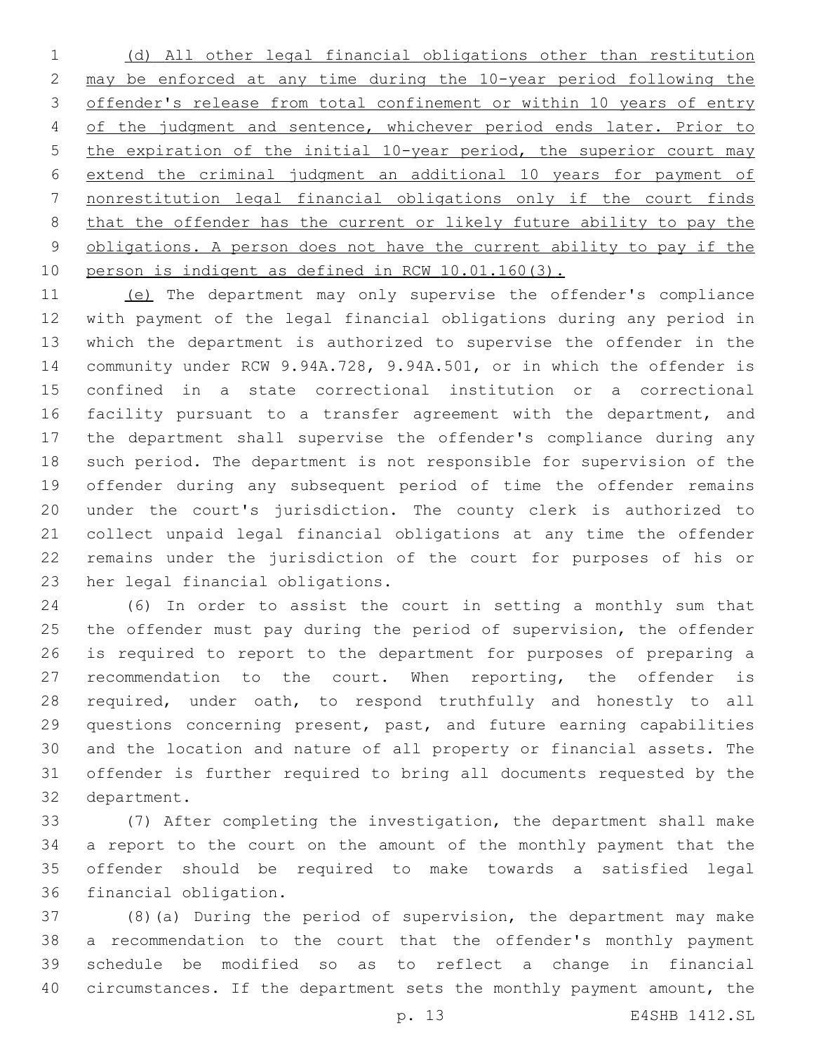(d) All other legal financial obligations other than restitution may be enforced at any time during the 10-year period following the offender's release from total confinement or within 10 years of entry of the judgment and sentence, whichever period ends later. Prior to the expiration of the initial 10-year period, the superior court may extend the criminal judgment an additional 10 years for payment of nonrestitution legal financial obligations only if the court finds that the offender has the current or likely future ability to pay the obligations. A person does not have the current ability to pay if the person is indigent as defined in RCW 10.01.160(3).

(e) The department may only supervise the offender's compliance with payment of the legal financial obligations during any period in which the department is authorized to supervise the offender in the community under RCW 9.94A.728, 9.94A.501, or in which the offender is confined in a state correctional institution or a correctional facility pursuant to a transfer agreement with the department, and the department shall supervise the offender's compliance during any such period. The department is not responsible for supervision of the offender during any subsequent period of time the offender remains under the court's jurisdiction. The county clerk is authorized to collect unpaid legal financial obligations at any time the offender remains under the jurisdiction of the court for purposes of his or her legal financial obligations.

(6) In order to assist the court in setting a monthly sum that the offender must pay during the period of supervision, the offender is required to report to the department for purposes of preparing a recommendation to the court. When reporting, the offender is required, under oath, to respond truthfully and honestly to all questions concerning present, past, and future earning capabilities and the location and nature of all property or financial assets. The offender is further required to bring all documents requested by the department.

(7) After completing the investigation, the department shall make a report to the court on the amount of the monthly payment that the offender should be required to make towards a satisfied legal financial obligation.

(8)(a) During the period of supervision, the department may make a recommendation to the court that the offender's monthly payment schedule be modified so as to reflect a change in financial circumstances. If the department sets the monthly payment amount, the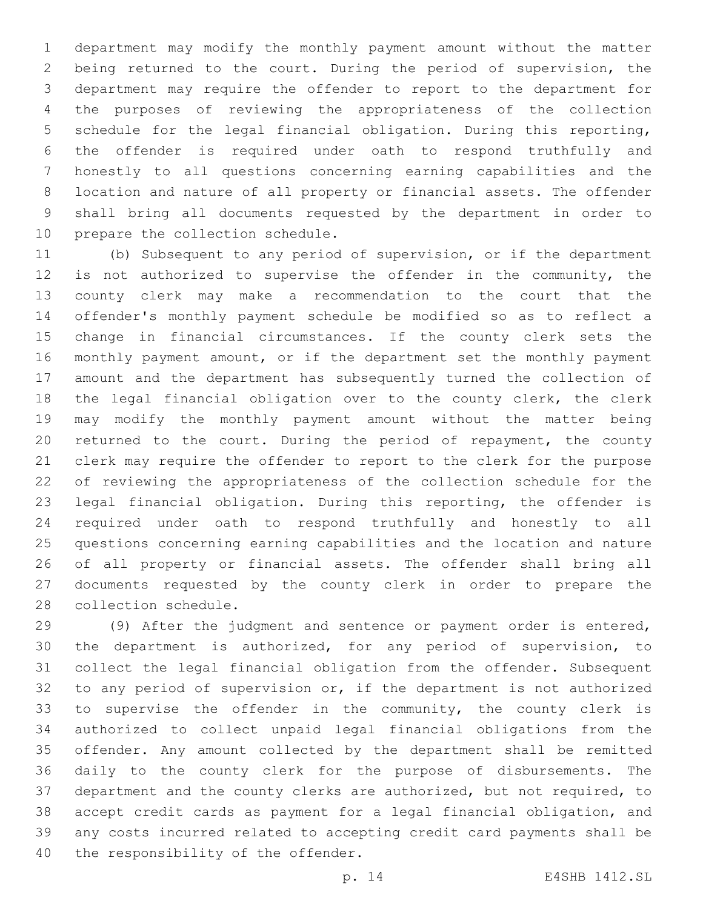department may modify the monthly payment amount without the matter being returned to the court. During the period of supervision, the department may require the offender to report to the department for the purposes of reviewing the appropriateness of the collection schedule for the legal financial obligation. During this reporting, the offender is required under oath to respond truthfully and honestly to all questions concerning earning capabilities and the location and nature of all property or financial assets. The offender shall bring all documents requested by the department in order to prepare the collection schedule.

(b) Subsequent to any period of supervision, or if the department is not authorized to supervise the offender in the community, the county clerk may make a recommendation to the court that the offender's monthly payment schedule be modified so as to reflect a change in financial circumstances. If the county clerk sets the monthly payment amount, or if the department set the monthly payment amount and the department has subsequently turned the collection of the legal financial obligation over to the county clerk, the clerk may modify the monthly payment amount without the matter being returned to the court. During the period of repayment, the county clerk may require the offender to report to the clerk for the purpose of reviewing the appropriateness of the collection schedule for the legal financial obligation. During this reporting, the offender is required under oath to respond truthfully and honestly to all questions concerning earning capabilities and the location and nature of all property or financial assets. The offender shall bring all documents requested by the county clerk in order to prepare the collection schedule.

(9) After the judgment and sentence or payment order is entered, the department is authorized, for any period of supervision, to collect the legal financial obligation from the offender. Subsequent to any period of supervision or, if the department is not authorized to supervise the offender in the community, the county clerk is authorized to collect unpaid legal financial obligations from the offender. Any amount collected by the department shall be remitted daily to the county clerk for the purpose of disbursements. The department and the county clerks are authorized, but not required, to accept credit cards as payment for a legal financial obligation, and any costs incurred related to accepting credit card payments shall be the responsibility of the offender.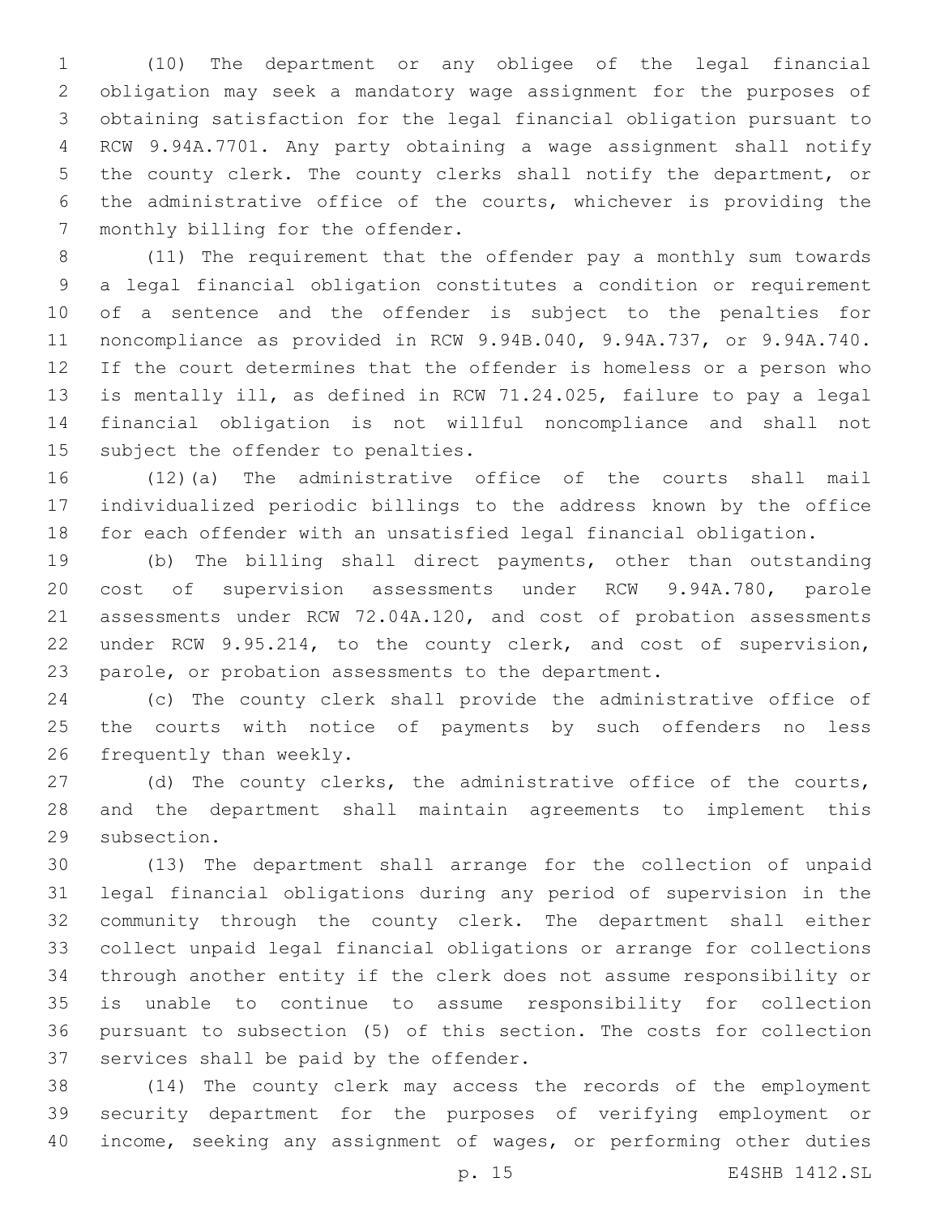(10) The department or any obligee of the legal financial obligation may seek a mandatory wage assignment for the purposes of obtaining satisfaction for the legal financial obligation pursuant to RCW 9.94A.7701. Any party obtaining a wage assignment shall notify the county clerk. The county clerks shall notify the department, or the administrative office of the courts, whichever is providing the monthly billing for the offender.

(11) The requirement that the offender pay a monthly sum towards a legal financial obligation constitutes a condition or requirement of a sentence and the offender is subject to the penalties for noncompliance as provided in RCW 9.94B.040, 9.94A.737, or 9.94A.740. If the court determines that the offender is homeless or a person who is mentally ill, as defined in RCW 71.24.025, failure to pay a legal financial obligation is not willful noncompliance and shall not subject the offender to penalties.

(12)(a) The administrative office of the courts shall mail individualized periodic billings to the address known by the office for each offender with an unsatisfied legal financial obligation.

(b) The billing shall direct payments, other than outstanding cost of supervision assessments under RCW 9.94A.780, parole assessments under RCW 72.04A.120, and cost of probation assessments under RCW 9.95.214, to the county clerk, and cost of supervision, parole, or probation assessments to the department.

(c) The county clerk shall provide the administrative office of the courts with notice of payments by such offenders no less frequently than weekly.

(d) The county clerks, the administrative office of the courts, and the department shall maintain agreements to implement this subsection.

(13) The department shall arrange for the collection of unpaid legal financial obligations during any period of supervision in the community through the county clerk. The department shall either collect unpaid legal financial obligations or arrange for collections through another entity if the clerk does not assume responsibility or is unable to continue to assume responsibility for collection pursuant to subsection (5) of this section. The costs for collection services shall be paid by the offender.

(14) The county clerk may access the records of the employment security department for the purposes of verifying employment or income, seeking any assignment of wages, or performing other duties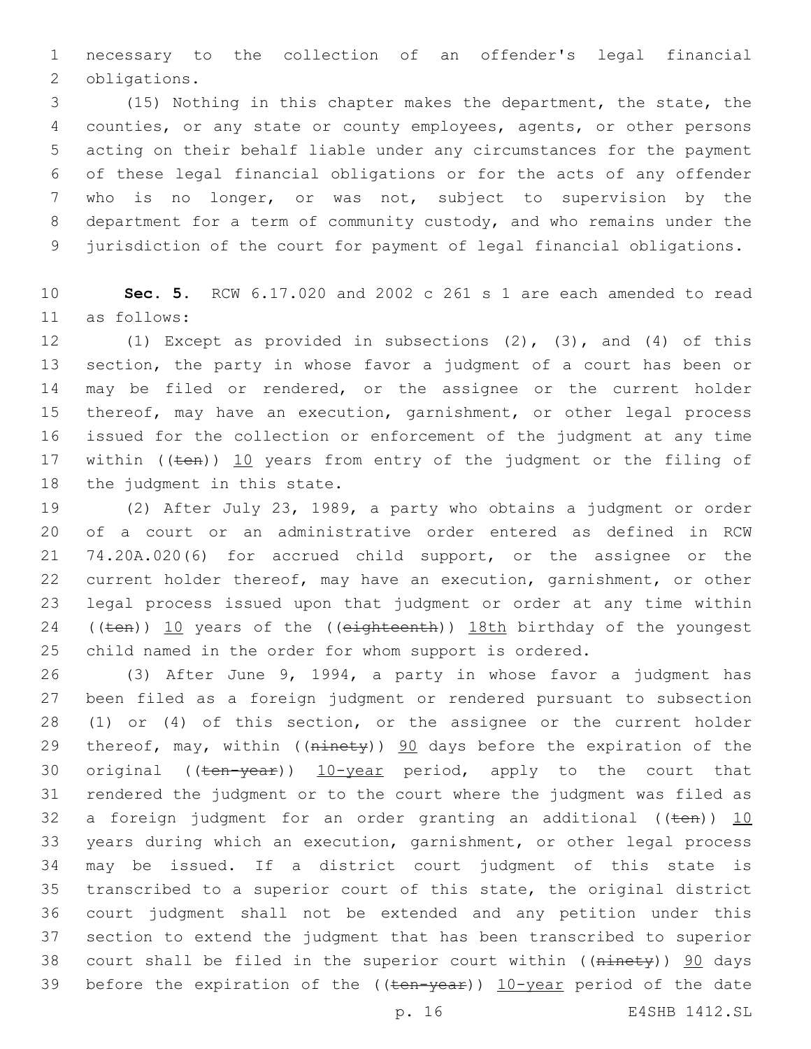necessary to the collection of an offender's legal financial obligations.

(15) Nothing in this chapter makes the department, the state, the counties, or any state or county employees, agents, or other persons acting on their behalf liable under any circumstances for the payment of these legal financial obligations or for the acts of any offender who is no longer, or was not, subject to supervision by the department for a term of community custody, and who remains under the jurisdiction of the court for payment of legal financial obligations.

**Sec. 5.** RCW 6.17.020 and 2002 c 261 s 1 are each amended to read as follows:

(1) Except as provided in subsections (2), (3), and (4) of this section, the party in whose favor a judgment of a court has been or may be filed or rendered, or the assignee or the current holder thereof, may have an execution, garnishment, or other legal process issued for the collection or enforcement of the judgment at any time within ((~~ten~~)) <u>10</u> years from entry of the judgment or the filing of the judgment in this state.

(2) After July 23, 1989, a party who obtains a judgment or order of a court or an administrative order entered as defined in RCW 74.20A.020(6) for accrued child support, or the assignee or the current holder thereof, may have an execution, garnishment, or other legal process issued upon that judgment or order at any time within ((~~ten~~)) <u>10</u> years of the ((~~eighteenth~~)) <u>18th</u> birthday of the youngest child named in the order for whom support is ordered.

(3) After June 9, 1994, a party in whose favor a judgment has been filed as a foreign judgment or rendered pursuant to subsection (1) or (4) of this section, or the assignee or the current holder thereof, may, within ((~~ninety~~)) <u>90</u> days before the expiration of the original ((~~ten-year~~)) <u>10-year</u> period, apply to the court that rendered the judgment or to the court where the judgment was filed as a foreign judgment for an order granting an additional ((~~ten~~)) <u>10</u> years during which an execution, garnishment, or other legal process may be issued. If a district court judgment of this state is transcribed to a superior court of this state, the original district court judgment shall not be extended and any petition under this section to extend the judgment that has been transcribed to superior court shall be filed in the superior court within ((~~ninety~~)) <u>90</u> days before the expiration of the ((~~ten-year~~)) <u>10-year</u> period of the date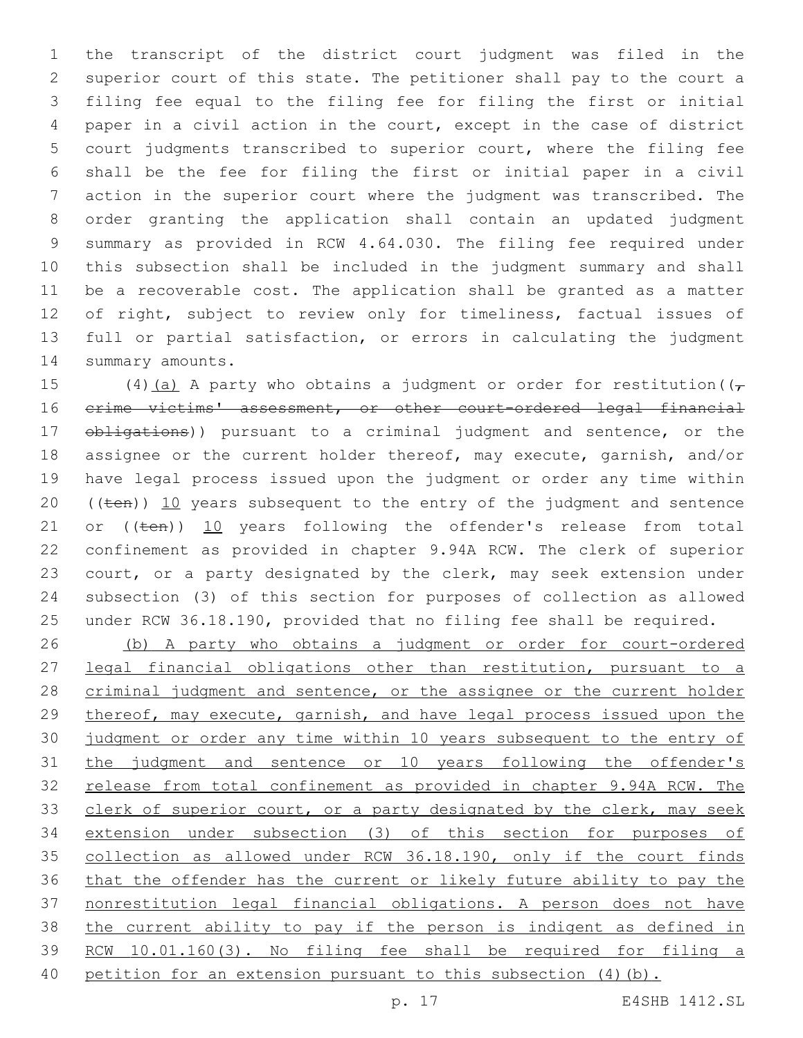the transcript of the district court judgment was filed in the superior court of this state. The petitioner shall pay to the court a filing fee equal to the filing fee for filing the first or initial paper in a civil action in the court, except in the case of district court judgments transcribed to superior court, where the filing fee shall be the fee for filing the first or initial paper in a civil action in the superior court where the judgment was transcribed. The order granting the application shall contain an updated judgment summary as provided in RCW 4.64.030. The filing fee required under this subsection shall be included in the judgment summary and shall be a recoverable cost. The application shall be granted as a matter of right, subject to review only for timeliness, factual issues of full or partial satisfaction, or errors in calculating the judgment summary amounts.

(4)<u>(a)</u> A party who obtains a judgment or order for restitution((~~, crime victims' assessment, or other court-ordered legal financial obligations~~)) pursuant to a criminal judgment and sentence, or the assignee or the current holder thereof, may execute, garnish, and/or have legal process issued upon the judgment or order any time within ((~~ten~~)) <u>10</u> years subsequent to the entry of the judgment and sentence or ((~~ten~~)) <u>10</u> years following the offender's release from total confinement as provided in chapter 9.94A RCW. The clerk of superior court, or a party designated by the clerk, may seek extension under subsection (3) of this section for purposes of collection as allowed under RCW 36.18.190, provided that no filing fee shall be required.

<u>(b) A party who obtains a judgment or order for court-ordered legal financial obligations other than restitution, pursuant to a criminal judgment and sentence, or the assignee or the current holder thereof, may execute, garnish, and have legal process issued upon the judgment or order any time within 10 years subsequent to the entry of the judgment and sentence or 10 years following the offender's release from total confinement as provided in chapter 9.94A RCW. The clerk of superior court, or a party designated by the clerk, may seek extension under subsection (3) of this section for purposes of collection as allowed under RCW 36.18.190, only if the court finds that the offender has the current or likely future ability to pay the nonrestitution legal financial obligations. A person does not have the current ability to pay if the person is indigent as defined in RCW 10.01.160(3). No filing fee shall be required for filing a petition for an extension pursuant to this subsection (4)(b).</u>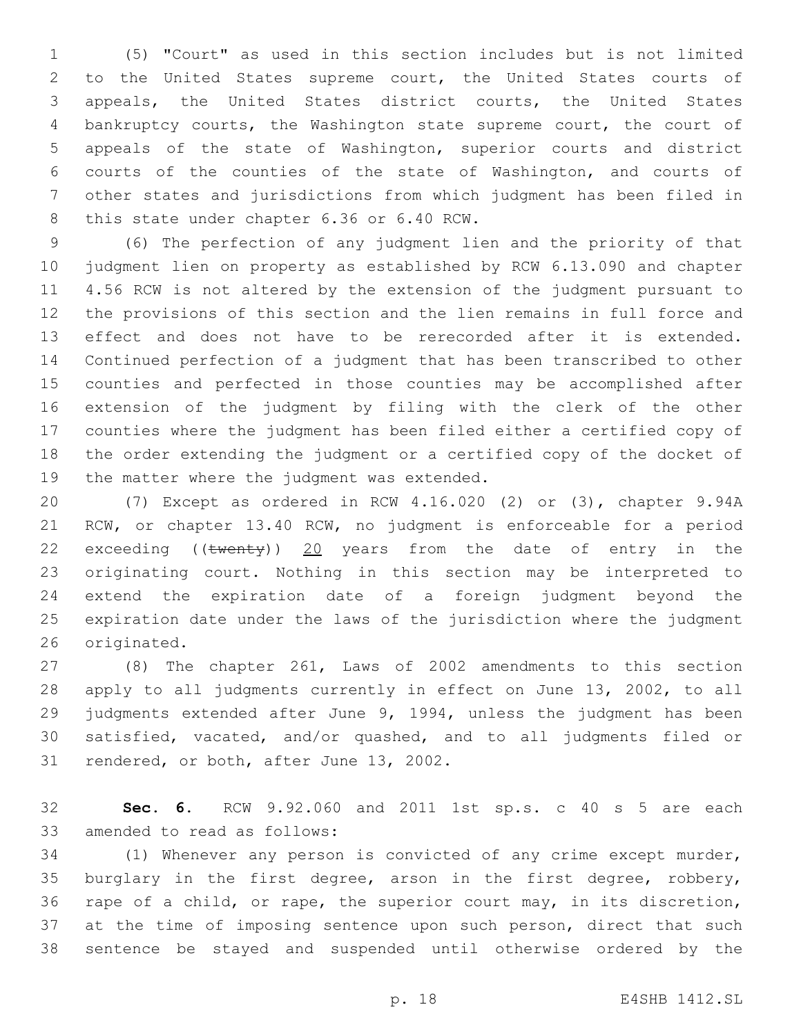(5) "Court" as used in this section includes but is not limited to the United States supreme court, the United States courts of appeals, the United States district courts, the United States bankruptcy courts, the Washington state supreme court, the court of appeals of the state of Washington, superior courts and district courts of the counties of the state of Washington, and courts of other states and jurisdictions from which judgment has been filed in this state under chapter 6.36 or 6.40 RCW.

(6) The perfection of any judgment lien and the priority of that judgment lien on property as established by RCW 6.13.090 and chapter 4.56 RCW is not altered by the extension of the judgment pursuant to the provisions of this section and the lien remains in full force and effect and does not have to be rerecorded after it is extended. Continued perfection of a judgment that has been transcribed to other counties and perfected in those counties may be accomplished after extension of the judgment by filing with the clerk of the other counties where the judgment has been filed either a certified copy of the order extending the judgment or a certified copy of the docket of the matter where the judgment was extended.

(7) Except as ordered in RCW 4.16.020 (2) or (3), chapter 9.94A RCW, or chapter 13.40 RCW, no judgment is enforceable for a period exceeding ((~~twenty~~)) <u>20</u> years from the date of entry in the originating court. Nothing in this section may be interpreted to extend the expiration date of a foreign judgment beyond the expiration date under the laws of the jurisdiction where the judgment originated.

(8) The chapter 261, Laws of 2002 amendments to this section apply to all judgments currently in effect on June 13, 2002, to all judgments extended after June 9, 1994, unless the judgment has been satisfied, vacated, and/or quashed, and to all judgments filed or rendered, or both, after June 13, 2002.

**Sec. 6.** RCW 9.92.060 and 2011 1st sp.s. c 40 s 5 are each amended to read as follows:

(1) Whenever any person is convicted of any crime except murder, burglary in the first degree, arson in the first degree, robbery, rape of a child, or rape, the superior court may, in its discretion, at the time of imposing sentence upon such person, direct that such sentence be stayed and suspended until otherwise ordered by the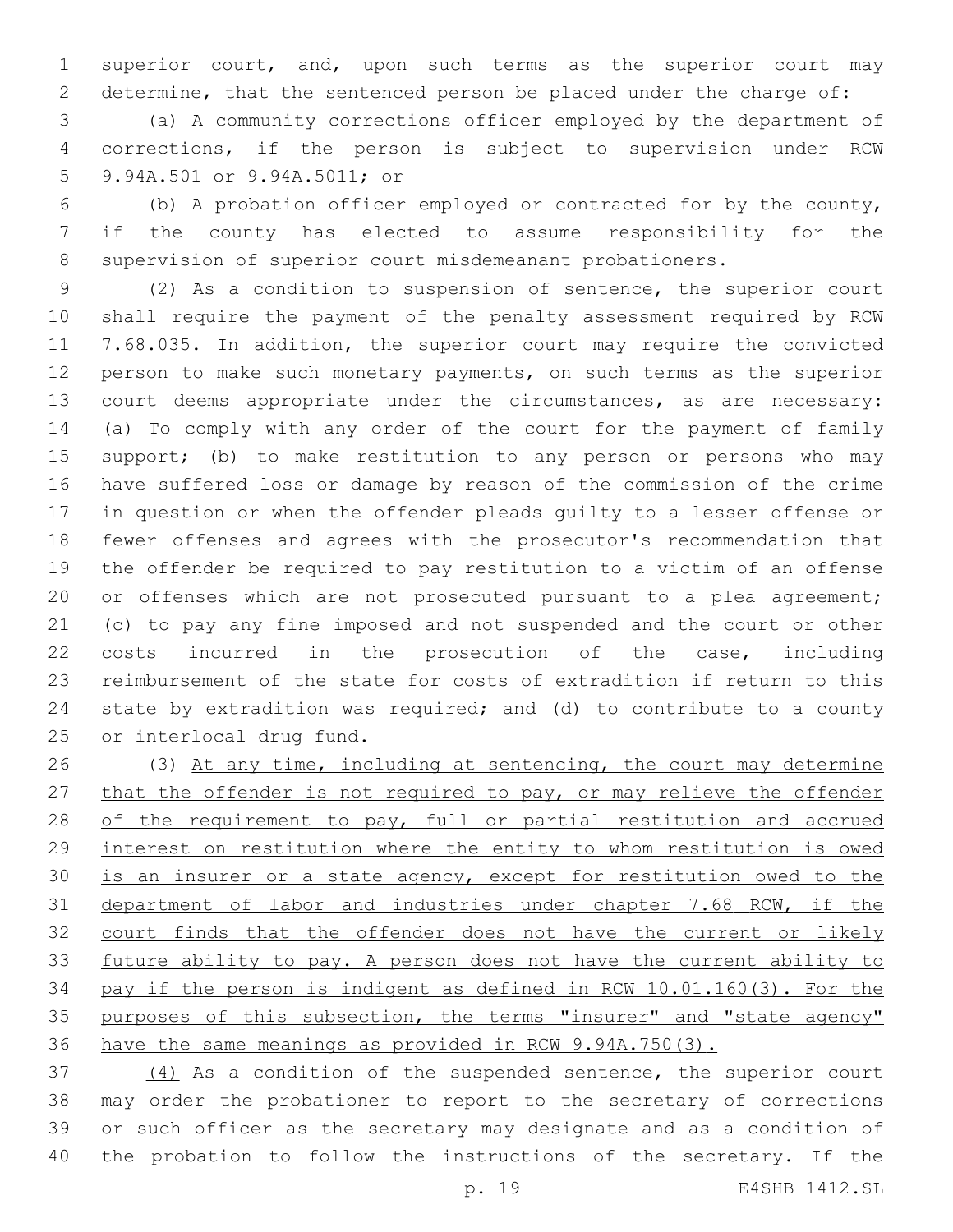superior court, and, upon such terms as the superior court may determine, that the sentenced person be placed under the charge of:

(a) A community corrections officer employed by the department of corrections, if the person is subject to supervision under RCW 9.94A.501 or 9.94A.5011; or

(b) A probation officer employed or contracted for by the county, if the county has elected to assume responsibility for the supervision of superior court misdemeanant probationers.

(2) As a condition to suspension of sentence, the superior court shall require the payment of the penalty assessment required by RCW 7.68.035. In addition, the superior court may require the convicted person to make such monetary payments, on such terms as the superior court deems appropriate under the circumstances, as are necessary: (a) To comply with any order of the court for the payment of family support; (b) to make restitution to any person or persons who may have suffered loss or damage by reason of the commission of the crime in question or when the offender pleads guilty to a lesser offense or fewer offenses and agrees with the prosecutor's recommendation that the offender be required to pay restitution to a victim of an offense or offenses which are not prosecuted pursuant to a plea agreement; (c) to pay any fine imposed and not suspended and the court or other costs incurred in the prosecution of the case, including reimbursement of the state for costs of extradition if return to this state by extradition was required; and (d) to contribute to a county or interlocal drug fund.

(3) <u>At any time, including at sentencing, the court may determine that the offender is not required to pay, or may relieve the offender of the requirement to pay, full or partial restitution and accrued interest on restitution where the entity to whom restitution is owed is an insurer or a state agency, except for restitution owed to the department of labor and industries under chapter 7.68 RCW, if the court finds that the offender does not have the current or likely future ability to pay. A person does not have the current ability to pay if the person is indigent as defined in RCW 10.01.160(3). For the purposes of this subsection, the terms "insurer" and "state agency" have the same meanings as provided in RCW 9.94A.750(3).</u>

<u>(4)</u> As a condition of the suspended sentence, the superior court may order the probationer to report to the secretary of corrections or such officer as the secretary may designate and as a condition of the probation to follow the instructions of the secretary. If the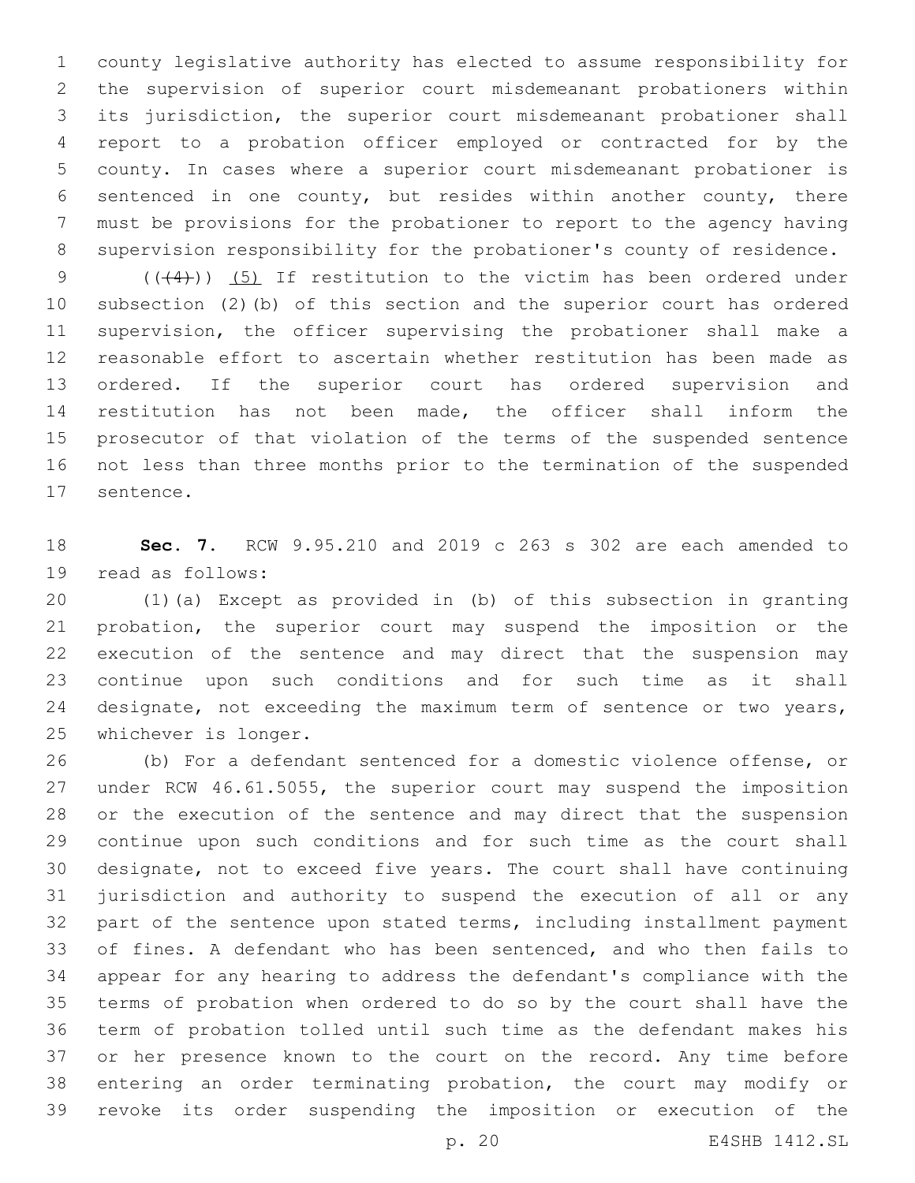county legislative authority has elected to assume responsibility for the supervision of superior court misdemeanant probationers within its jurisdiction, the superior court misdemeanant probationer shall report to a probation officer employed or contracted for by the county. In cases where a superior court misdemeanant probationer is sentenced in one county, but resides within another county, there must be provisions for the probationer to report to the agency having supervision responsibility for the probationer's county of residence.

(((4))) (5) If restitution to the victim has been ordered under subsection (2)(b) of this section and the superior court has ordered supervision, the officer supervising the probationer shall make a reasonable effort to ascertain whether restitution has been made as ordered. If the superior court has ordered supervision and restitution has not been made, the officer shall inform the prosecutor of that violation of the terms of the suspended sentence not less than three months prior to the termination of the suspended sentence.

**Sec. 7.** RCW 9.95.210 and 2019 c 263 s 302 are each amended to read as follows:

(1)(a) Except as provided in (b) of this subsection in granting probation, the superior court may suspend the imposition or the execution of the sentence and may direct that the suspension may continue upon such conditions and for such time as it shall designate, not exceeding the maximum term of sentence or two years, whichever is longer.

(b) For a defendant sentenced for a domestic violence offense, or under RCW 46.61.5055, the superior court may suspend the imposition or the execution of the sentence and may direct that the suspension continue upon such conditions and for such time as the court shall designate, not to exceed five years. The court shall have continuing jurisdiction and authority to suspend the execution of all or any part of the sentence upon stated terms, including installment payment of fines. A defendant who has been sentenced, and who then fails to appear for any hearing to address the defendant's compliance with the terms of probation when ordered to do so by the court shall have the term of probation tolled until such time as the defendant makes his or her presence known to the court on the record. Any time before entering an order terminating probation, the court may modify or revoke its order suspending the imposition or execution of the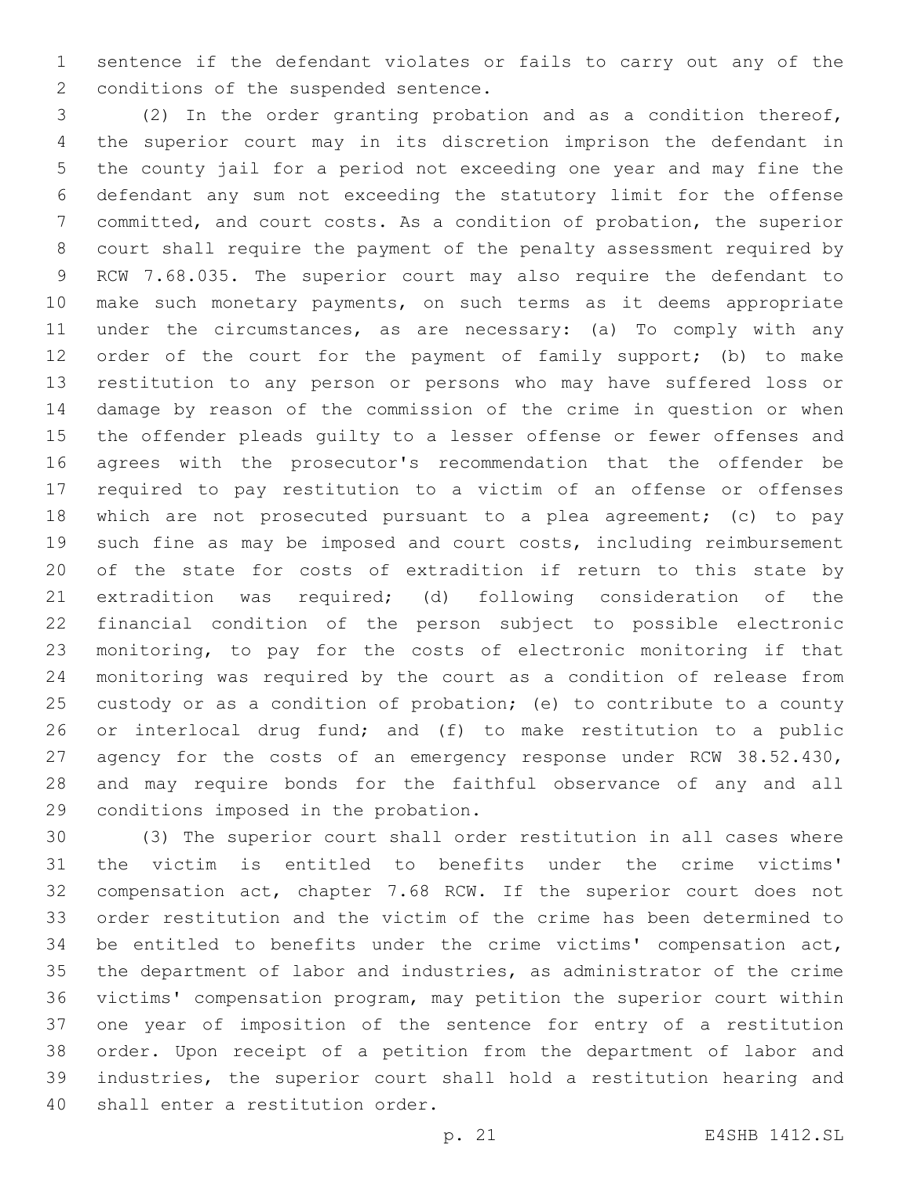sentence if the defendant violates or fails to carry out any of the conditions of the suspended sentence.

(2) In the order granting probation and as a condition thereof, the superior court may in its discretion imprison the defendant in the county jail for a period not exceeding one year and may fine the defendant any sum not exceeding the statutory limit for the offense committed, and court costs. As a condition of probation, the superior court shall require the payment of the penalty assessment required by RCW 7.68.035. The superior court may also require the defendant to make such monetary payments, on such terms as it deems appropriate under the circumstances, as are necessary: (a) To comply with any order of the court for the payment of family support; (b) to make restitution to any person or persons who may have suffered loss or damage by reason of the commission of the crime in question or when the offender pleads guilty to a lesser offense or fewer offenses and agrees with the prosecutor's recommendation that the offender be required to pay restitution to a victim of an offense or offenses which are not prosecuted pursuant to a plea agreement; (c) to pay such fine as may be imposed and court costs, including reimbursement of the state for costs of extradition if return to this state by extradition was required; (d) following consideration of the financial condition of the person subject to possible electronic monitoring, to pay for the costs of electronic monitoring if that monitoring was required by the court as a condition of release from custody or as a condition of probation; (e) to contribute to a county or interlocal drug fund; and (f) to make restitution to a public agency for the costs of an emergency response under RCW 38.52.430, and may require bonds for the faithful observance of any and all conditions imposed in the probation.

(3) The superior court shall order restitution in all cases where the victim is entitled to benefits under the crime victims' compensation act, chapter 7.68 RCW. If the superior court does not order restitution and the victim of the crime has been determined to be entitled to benefits under the crime victims' compensation act, the department of labor and industries, as administrator of the crime victims' compensation program, may petition the superior court within one year of imposition of the sentence for entry of a restitution order. Upon receipt of a petition from the department of labor and industries, the superior court shall hold a restitution hearing and shall enter a restitution order.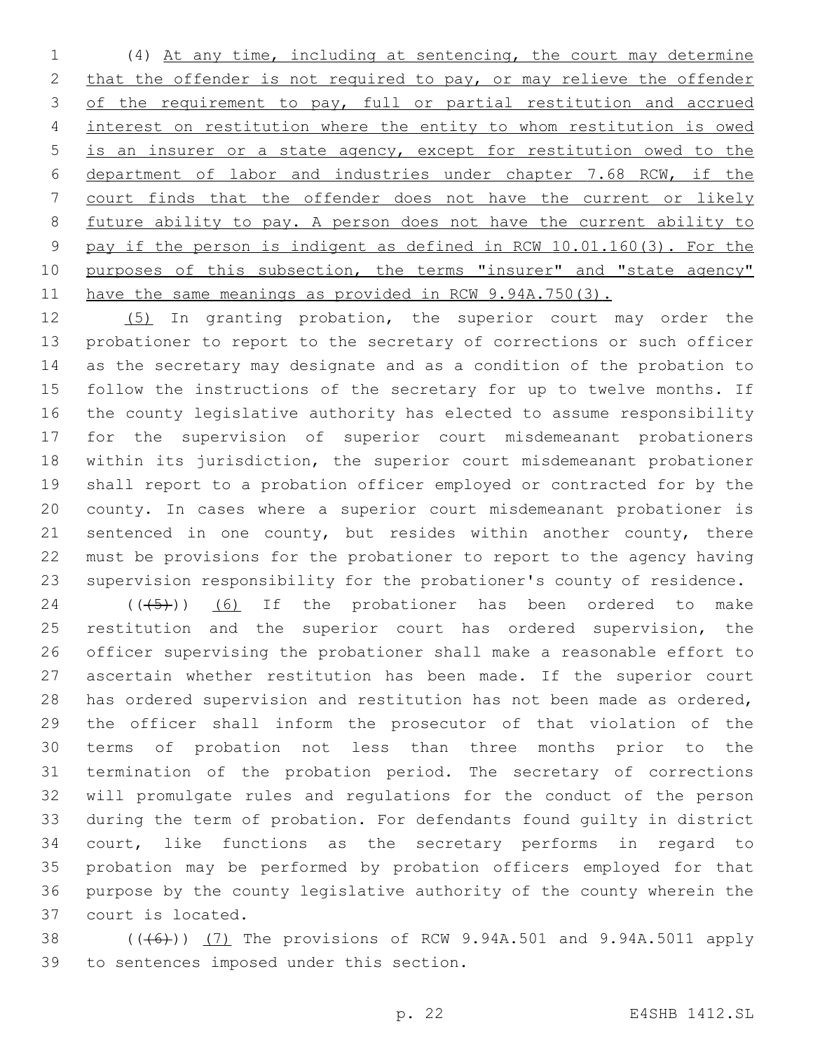(4) At any time, including at sentencing, the court may determine that the offender is not required to pay, or may relieve the offender of the requirement to pay, full or partial restitution and accrued interest on restitution where the entity to whom restitution is owed is an insurer or a state agency, except for restitution owed to the department of labor and industries under chapter 7.68 RCW, if the court finds that the offender does not have the current or likely future ability to pay. A person does not have the current ability to pay if the person is indigent as defined in RCW 10.01.160(3). For the purposes of this subsection, the terms "insurer" and "state agency" have the same meanings as provided in RCW 9.94A.750(3).

(5) In granting probation, the superior court may order the probationer to report to the secretary of corrections or such officer as the secretary may designate and as a condition of the probation to follow the instructions of the secretary for up to twelve months. If the county legislative authority has elected to assume responsibility for the supervision of superior court misdemeanant probationers within its jurisdiction, the superior court misdemeanant probationer shall report to a probation officer employed or contracted for by the county. In cases where a superior court misdemeanant probationer is sentenced in one county, but resides within another county, there must be provisions for the probationer to report to the agency having supervision responsibility for the probationer's county of residence.

((~~(5)~~)) (6) If the probationer has been ordered to make restitution and the superior court has ordered supervision, the officer supervising the probationer shall make a reasonable effort to ascertain whether restitution has been made. If the superior court has ordered supervision and restitution has not been made as ordered, the officer shall inform the prosecutor of that violation of the terms of probation not less than three months prior to the termination of the probation period. The secretary of corrections will promulgate rules and regulations for the conduct of the person during the term of probation. For defendants found guilty in district court, like functions as the secretary performs in regard to probation may be performed by probation officers employed for that purpose by the county legislative authority of the county wherein the court is located.

((~~(6)~~)) (7) The provisions of RCW 9.94A.501 and 9.94A.5011 apply to sentences imposed under this section.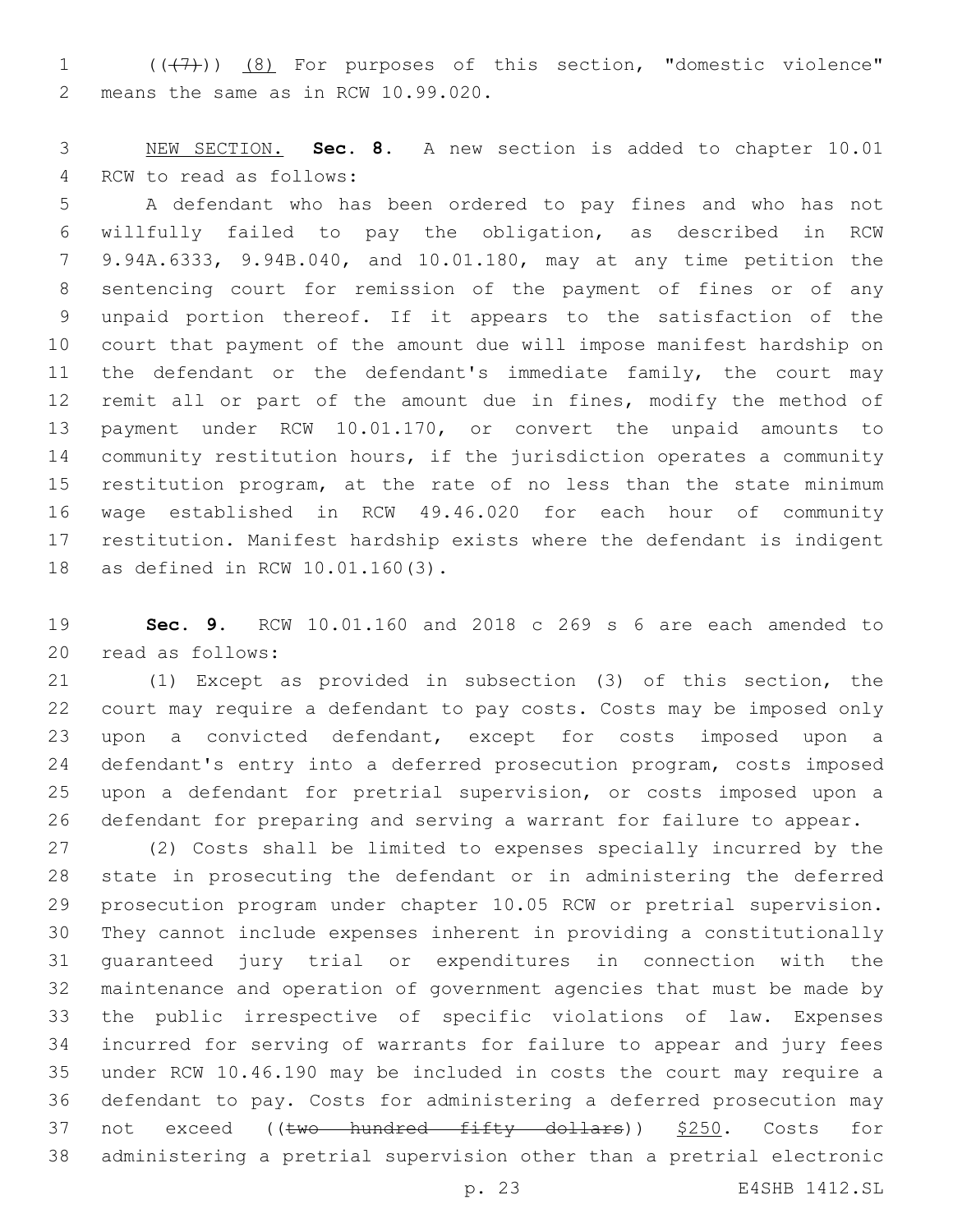((~~(7)~~)) <u>(8)</u> For purposes of this section, "domestic violence" means the same as in RCW 10.99.020.

<u>NEW SECTION.</u> **Sec. 8.** A new section is added to chapter 10.01 RCW to read as follows:

A defendant who has been ordered to pay fines and who has not willfully failed to pay the obligation, as described in RCW 9.94A.6333, 9.94B.040, and 10.01.180, may at any time petition the sentencing court for remission of the payment of fines or of any unpaid portion thereof. If it appears to the satisfaction of the court that payment of the amount due will impose manifest hardship on the defendant or the defendant's immediate family, the court may remit all or part of the amount due in fines, modify the method of payment under RCW 10.01.170, or convert the unpaid amounts to community restitution hours, if the jurisdiction operates a community restitution program, at the rate of no less than the state minimum wage established in RCW 49.46.020 for each hour of community restitution. Manifest hardship exists where the defendant is indigent as defined in RCW 10.01.160(3).

**Sec. 9.** RCW 10.01.160 and 2018 c 269 s 6 are each amended to read as follows:

(1) Except as provided in subsection (3) of this section, the court may require a defendant to pay costs. Costs may be imposed only upon a convicted defendant, except for costs imposed upon a defendant's entry into a deferred prosecution program, costs imposed upon a defendant for pretrial supervision, or costs imposed upon a defendant for preparing and serving a warrant for failure to appear.

(2) Costs shall be limited to expenses specially incurred by the state in prosecuting the defendant or in administering the deferred prosecution program under chapter 10.05 RCW or pretrial supervision. They cannot include expenses inherent in providing a constitutionally guaranteed jury trial or expenditures in connection with the maintenance and operation of government agencies that must be made by the public irrespective of specific violations of law. Expenses incurred for serving of warrants for failure to appear and jury fees under RCW 10.46.190 may be included in costs the court may require a defendant to pay. Costs for administering a deferred prosecution may not exceed ((~~two hundred fifty dollars~~)) <u>$250</u>. Costs for administering a pretrial supervision other than a pretrial electronic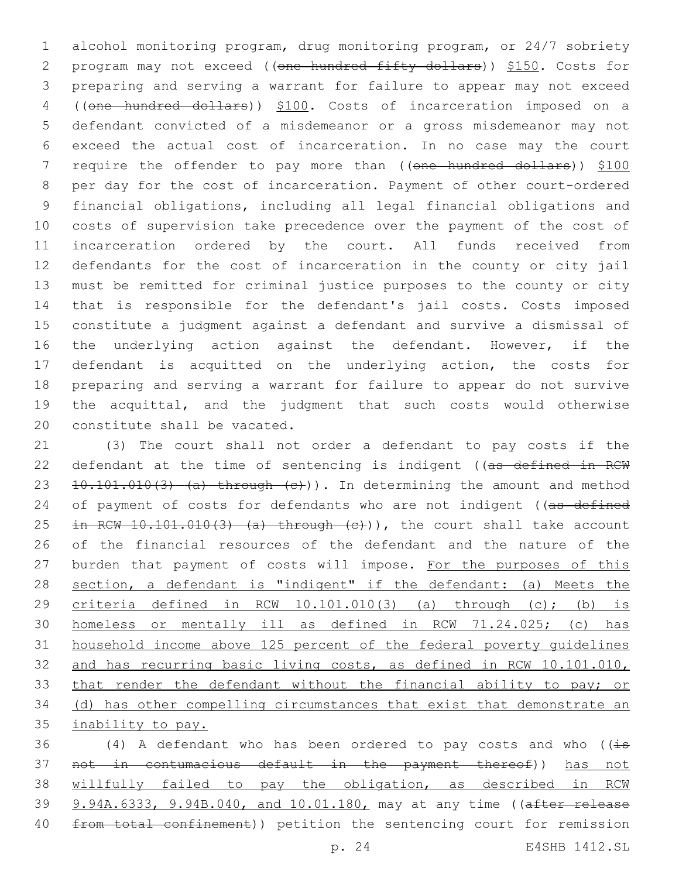alcohol monitoring program, drug monitoring program, or 24/7 sobriety program may not exceed ((~~one hundred fifty dollars~~)) <u>$150</u>. Costs for preparing and serving a warrant for failure to appear may not exceed ((~~one hundred dollars~~)) <u>$100</u>. Costs of incarceration imposed on a defendant convicted of a misdemeanor or a gross misdemeanor may not exceed the actual cost of incarceration. In no case may the court require the offender to pay more than ((~~one hundred dollars~~)) <u>$100</u> per day for the cost of incarceration. Payment of other court-ordered financial obligations, including all legal financial obligations and costs of supervision take precedence over the payment of the cost of incarceration ordered by the court. All funds received from defendants for the cost of incarceration in the county or city jail must be remitted for criminal justice purposes to the county or city that is responsible for the defendant's jail costs. Costs imposed constitute a judgment against a defendant and survive a dismissal of the underlying action against the defendant. However, if the defendant is acquitted on the underlying action, the costs for preparing and serving a warrant for failure to appear do not survive the acquittal, and the judgment that such costs would otherwise constitute shall be vacated.

(3) The court shall not order a defendant to pay costs if the defendant at the time of sentencing is indigent ((~~as defined in RCW 10.101.010(3) (a) through (c)~~)). In determining the amount and method of payment of costs for defendants who are not indigent ((~~as defined in RCW 10.101.010(3) (a) through (c)~~)), the court shall take account of the financial resources of the defendant and the nature of the burden that payment of costs will impose. <u>For the purposes of this section, a defendant is "indigent" if the defendant: (a) Meets the criteria defined in RCW 10.101.010(3) (a) through (c); (b) is homeless or mentally ill as defined in RCW 71.24.025; (c) has household income above 125 percent of the federal poverty guidelines and has recurring basic living costs, as defined in RCW 10.101.010, that render the defendant without the financial ability to pay; or (d) has other compelling circumstances that exist that demonstrate an inability to pay.</u>

(4) A defendant who has been ordered to pay costs and who ((~~is not in contumacious default in the payment thereof~~)) <u>has not willfully failed to pay the obligation, as described in RCW 9.94A.6333, 9.94B.040, and 10.01.180,</u> may at any time ((~~after release from total confinement~~)) petition the sentencing court for remission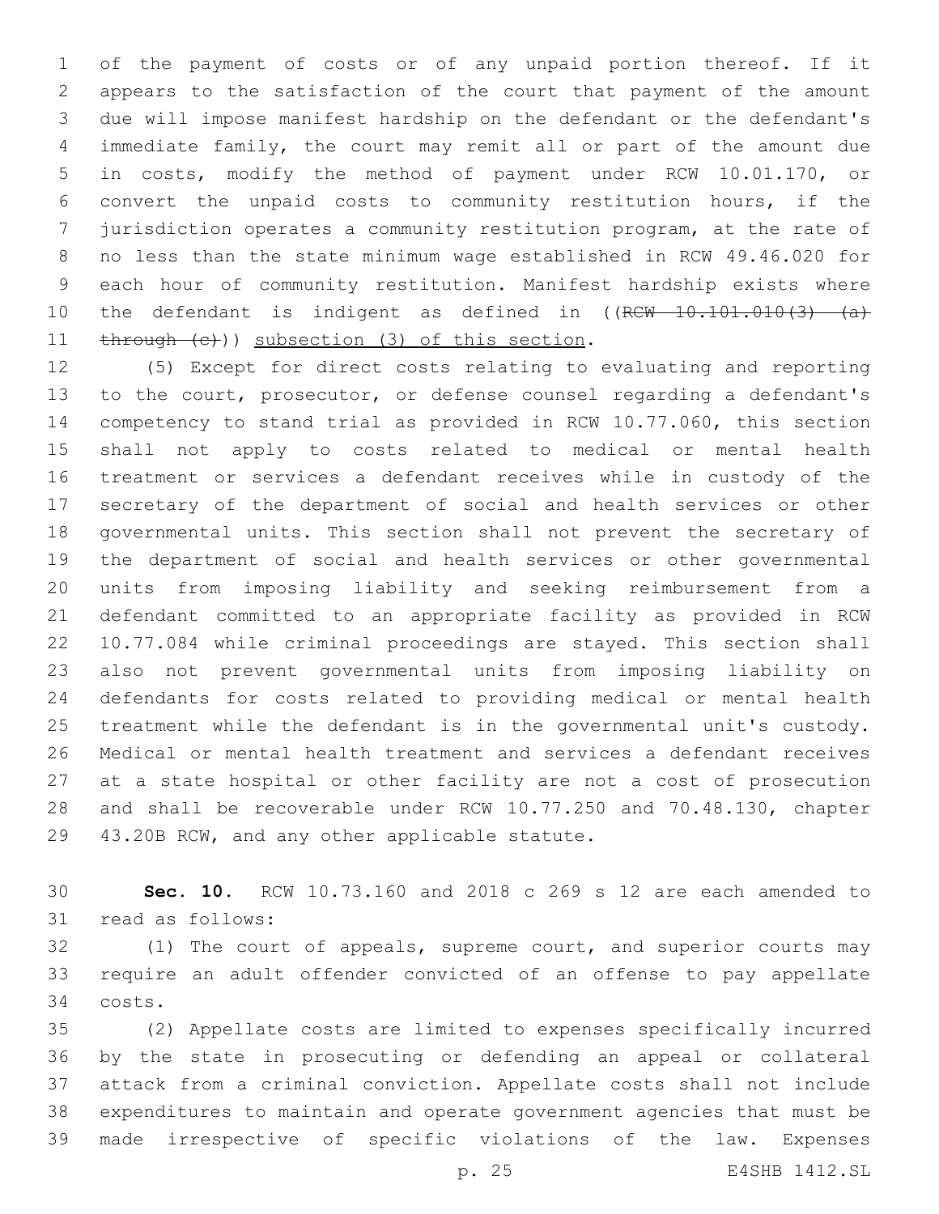of the payment of costs or of any unpaid portion thereof. If it appears to the satisfaction of the court that payment of the amount due will impose manifest hardship on the defendant or the defendant's immediate family, the court may remit all or part of the amount due in costs, modify the method of payment under RCW 10.01.170, or convert the unpaid costs to community restitution hours, if the jurisdiction operates a community restitution program, at the rate of no less than the state minimum wage established in RCW 49.46.020 for each hour of community restitution. Manifest hardship exists where the defendant is indigent as defined in ((~~RCW 10.101.010(3) (a) through (c)~~)) subsection (3) of this section.

(5) Except for direct costs relating to evaluating and reporting to the court, prosecutor, or defense counsel regarding a defendant's competency to stand trial as provided in RCW 10.77.060, this section shall not apply to costs related to medical or mental health treatment or services a defendant receives while in custody of the secretary of the department of social and health services or other governmental units. This section shall not prevent the secretary of the department of social and health services or other governmental units from imposing liability and seeking reimbursement from a defendant committed to an appropriate facility as provided in RCW 10.77.084 while criminal proceedings are stayed. This section shall also not prevent governmental units from imposing liability on defendants for costs related to providing medical or mental health treatment while the defendant is in the governmental unit's custody. Medical or mental health treatment and services a defendant receives at a state hospital or other facility are not a cost of prosecution and shall be recoverable under RCW 10.77.250 and 70.48.130, chapter 43.20B RCW, and any other applicable statute.

**Sec. 10.** RCW 10.73.160 and 2018 c 269 s 12 are each amended to read as follows:

(1) The court of appeals, supreme court, and superior courts may require an adult offender convicted of an offense to pay appellate costs.

(2) Appellate costs are limited to expenses specifically incurred by the state in prosecuting or defending an appeal or collateral attack from a criminal conviction. Appellate costs shall not include expenditures to maintain and operate government agencies that must be made irrespective of specific violations of the law. Expenses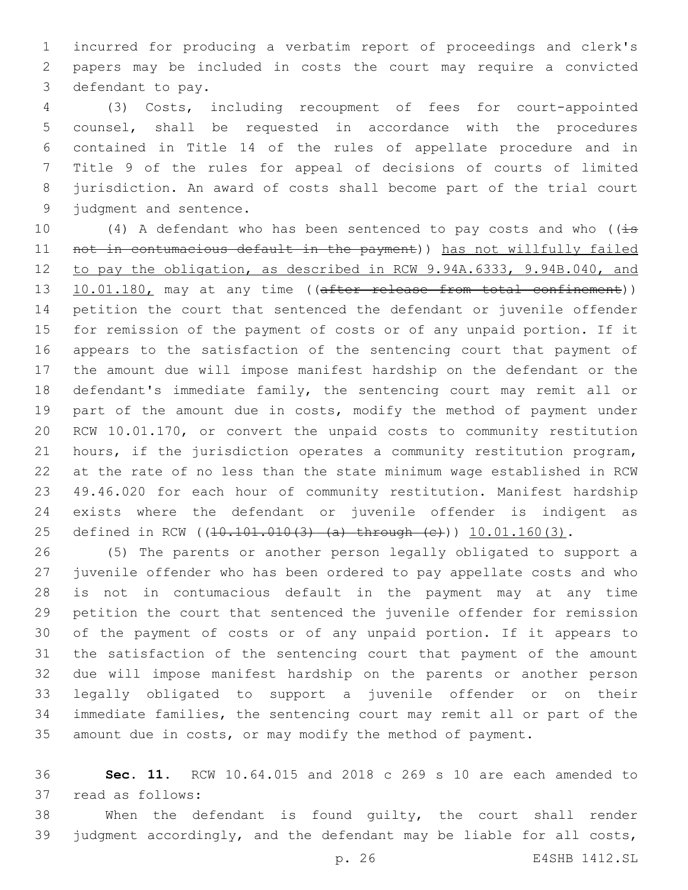incurred for producing a verbatim report of proceedings and clerk's papers may be included in costs the court may require a convicted defendant to pay.

(3) Costs, including recoupment of fees for court-appointed counsel, shall be requested in accordance with the procedures contained in Title 14 of the rules of appellate procedure and in Title 9 of the rules for appeal of decisions of courts of limited jurisdiction. An award of costs shall become part of the trial court judgment and sentence.

(4) A defendant who has been sentenced to pay costs and who ((~~is not in contumacious default in the payment~~)) has not willfully failed to pay the obligation, as described in RCW 9.94A.6333, 9.94B.040, and 10.01.180, may at any time ((~~after release from total confinement~~)) petition the court that sentenced the defendant or juvenile offender for remission of the payment of costs or of any unpaid portion. If it appears to the satisfaction of the sentencing court that payment of the amount due will impose manifest hardship on the defendant or the defendant's immediate family, the sentencing court may remit all or part of the amount due in costs, modify the method of payment under RCW 10.01.170, or convert the unpaid costs to community restitution hours, if the jurisdiction operates a community restitution program, at the rate of no less than the state minimum wage established in RCW 49.46.020 for each hour of community restitution. Manifest hardship exists where the defendant or juvenile offender is indigent as defined in RCW ((~~10.101.010(3) (a) through (c)~~)) 10.01.160(3).

(5) The parents or another person legally obligated to support a juvenile offender who has been ordered to pay appellate costs and who is not in contumacious default in the payment may at any time petition the court that sentenced the juvenile offender for remission of the payment of costs or of any unpaid portion. If it appears to the satisfaction of the sentencing court that payment of the amount due will impose manifest hardship on the parents or another person legally obligated to support a juvenile offender or on their immediate families, the sentencing court may remit all or part of the amount due in costs, or may modify the method of payment.

**Sec. 11.** RCW 10.64.015 and 2018 c 269 s 10 are each amended to read as follows:

When the defendant is found guilty, the court shall render judgment accordingly, and the defendant may be liable for all costs,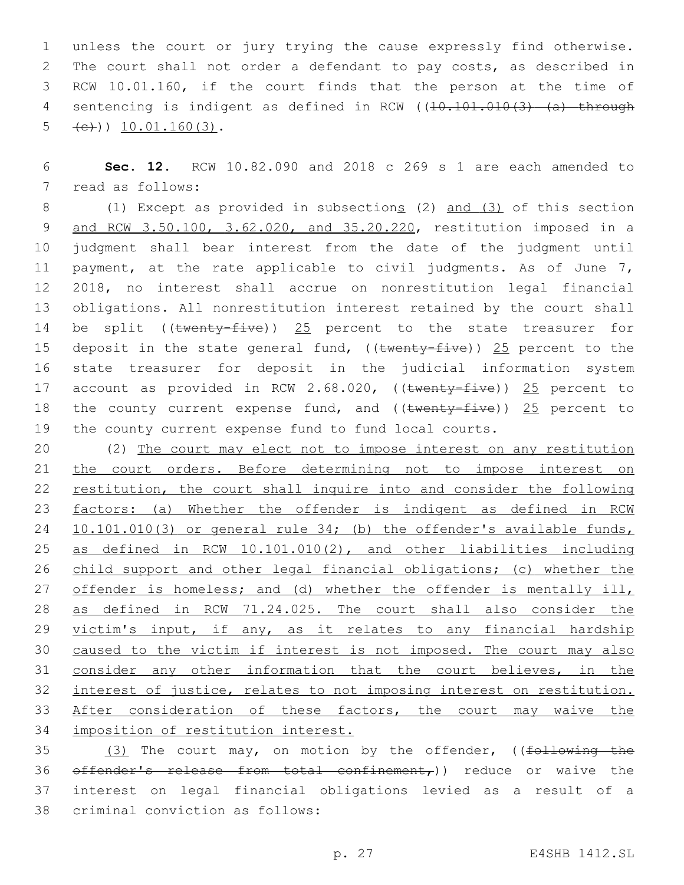unless the court or jury trying the cause expressly find otherwise. The court shall not order a defendant to pay costs, as described in RCW 10.01.160, if the court finds that the person at the time of sentencing is indigent as defined in RCW ((~~10.101.010(3) (a) through (c)~~)) <u>10.01.160(3)</u>.

**Sec. 12.** RCW 10.82.090 and 2018 c 269 s 1 are each amended to read as follows:

(1) Except as provided in subsection<u>s</u> (2) <u>and (3)</u> of this section <u>and RCW 3.50.100, 3.62.020, and 35.20.220</u>, restitution imposed in a judgment shall bear interest from the date of the judgment until payment, at the rate applicable to civil judgments. As of June 7, 2018, no interest shall accrue on nonrestitution legal financial obligations. All nonrestitution interest retained by the court shall be split ((~~twenty-five~~)) <u>25</u> percent to the state treasurer for deposit in the state general fund, ((~~twenty-five~~)) <u>25</u> percent to the state treasurer for deposit in the judicial information system account as provided in RCW 2.68.020, ((~~twenty-five~~)) <u>25</u> percent to the county current expense fund, and ((~~twenty-five~~)) <u>25</u> percent to the county current expense fund to fund local courts.

(2) <u>The court may elect not to impose interest on any restitution the court orders. Before determining not to impose interest on restitution, the court shall inquire into and consider the following factors: (a) Whether the offender is indigent as defined in RCW 10.101.010(3) or general rule 34; (b) the offender's available funds, as defined in RCW 10.101.010(2), and other liabilities including child support and other legal financial obligations; (c) whether the offender is homeless; and (d) whether the offender is mentally ill, as defined in RCW 71.24.025. The court shall also consider the victim's input, if any, as it relates to any financial hardship caused to the victim if interest is not imposed. The court may also consider any other information that the court believes, in the interest of justice, relates to not imposing interest on restitution. After consideration of these factors, the court may waive the imposition of restitution interest.</u>

<u>(3)</u> The court may, on motion by the offender, ((~~following the offender's release from total confinement,~~)) reduce or waive the interest on legal financial obligations levied as a result of a criminal conviction as follows: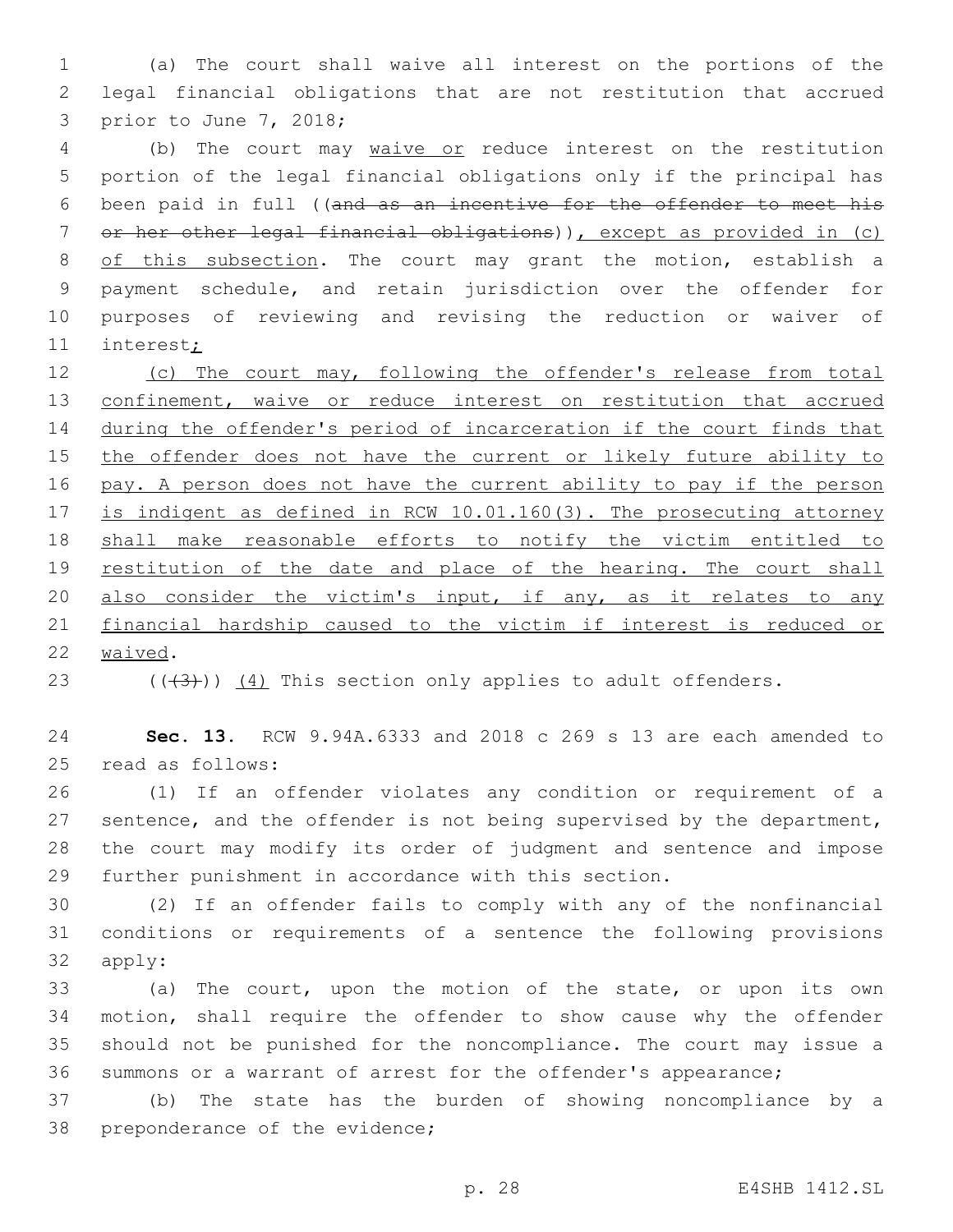(a) The court shall waive all interest on the portions of the legal financial obligations that are not restitution that accrued prior to June 7, 2018;

(b) The court may waive or reduce interest on the restitution portion of the legal financial obligations only if the principal has been paid in full ((~~and as an incentive for the offender to meet his or her other legal financial obligations~~)), except as provided in (c) of this subsection. The court may grant the motion, establish a payment schedule, and retain jurisdiction over the offender for purposes of reviewing and revising the reduction or waiver of interest;

(c) The court may, following the offender's release from total confinement, waive or reduce interest on restitution that accrued during the offender's period of incarceration if the court finds that the offender does not have the current or likely future ability to pay. A person does not have the current ability to pay if the person is indigent as defined in RCW 10.01.160(3). The prosecuting attorney shall make reasonable efforts to notify the victim entitled to restitution of the date and place of the hearing. The court shall also consider the victim's input, if any, as it relates to any financial hardship caused to the victim if interest is reduced or waived.

((~~(3)~~)) (4) This section only applies to adult offenders.

**Sec. 13.** RCW 9.94A.6333 and 2018 c 269 s 13 are each amended to read as follows:

(1) If an offender violates any condition or requirement of a sentence, and the offender is not being supervised by the department, the court may modify its order of judgment and sentence and impose further punishment in accordance with this section.

(2) If an offender fails to comply with any of the nonfinancial conditions or requirements of a sentence the following provisions apply:

(a) The court, upon the motion of the state, or upon its own motion, shall require the offender to show cause why the offender should not be punished for the noncompliance. The court may issue a summons or a warrant of arrest for the offender's appearance;

(b) The state has the burden of showing noncompliance by a preponderance of the evidence;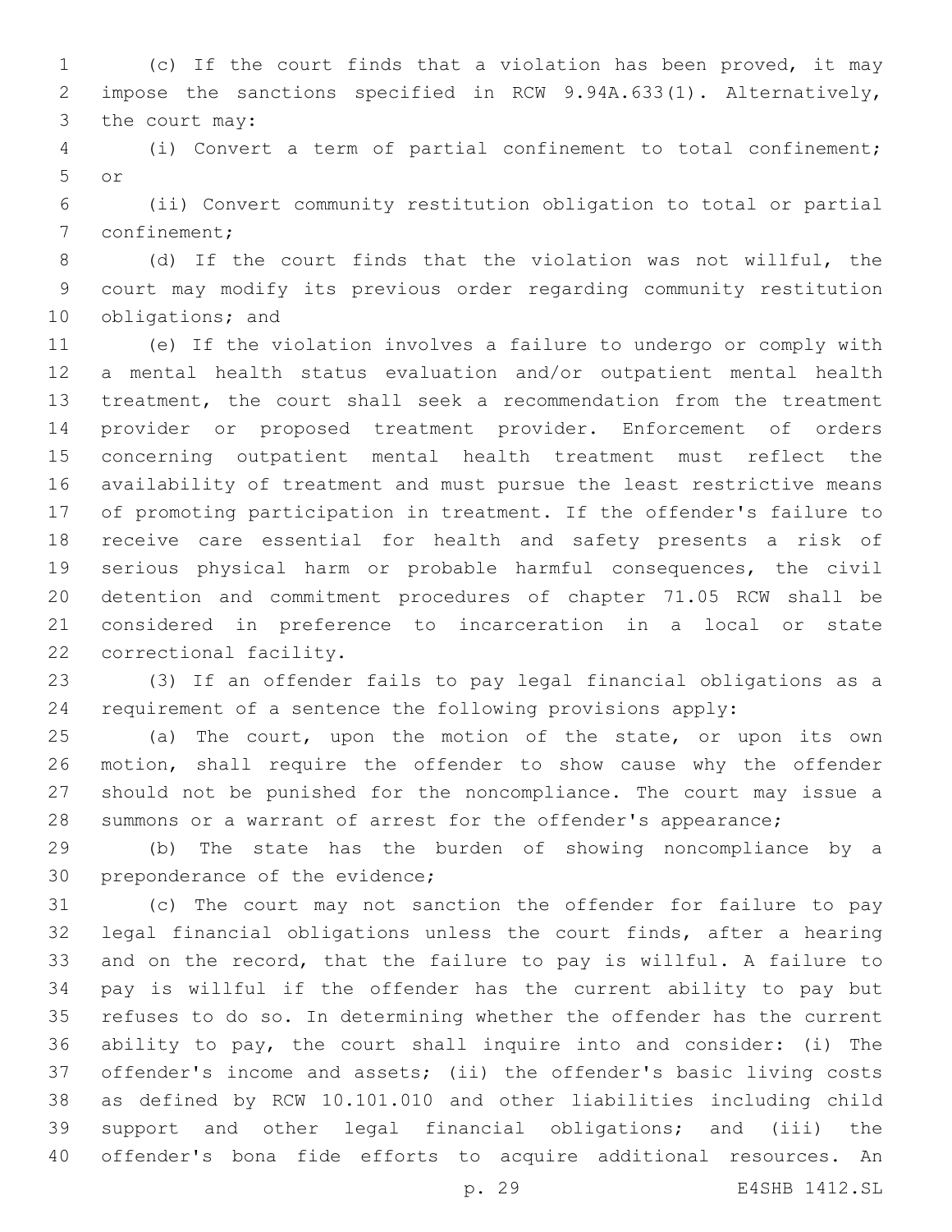(c) If the court finds that a violation has been proved, it may impose the sanctions specified in RCW 9.94A.633(1). Alternatively, the court may:

(i) Convert a term of partial confinement to total confinement; or

(ii) Convert community restitution obligation to total or partial confinement;

(d) If the court finds that the violation was not willful, the court may modify its previous order regarding community restitution obligations; and

(e) If the violation involves a failure to undergo or comply with a mental health status evaluation and/or outpatient mental health treatment, the court shall seek a recommendation from the treatment provider or proposed treatment provider. Enforcement of orders concerning outpatient mental health treatment must reflect the availability of treatment and must pursue the least restrictive means of promoting participation in treatment. If the offender's failure to receive care essential for health and safety presents a risk of serious physical harm or probable harmful consequences, the civil detention and commitment procedures of chapter 71.05 RCW shall be considered in preference to incarceration in a local or state correctional facility.

(3) If an offender fails to pay legal financial obligations as a requirement of a sentence the following provisions apply:

(a) The court, upon the motion of the state, or upon its own motion, shall require the offender to show cause why the offender should not be punished for the noncompliance. The court may issue a summons or a warrant of arrest for the offender's appearance;

(b) The state has the burden of showing noncompliance by a preponderance of the evidence;

(c) The court may not sanction the offender for failure to pay legal financial obligations unless the court finds, after a hearing and on the record, that the failure to pay is willful. A failure to pay is willful if the offender has the current ability to pay but refuses to do so. In determining whether the offender has the current ability to pay, the court shall inquire into and consider: (i) The offender's income and assets; (ii) the offender's basic living costs as defined by RCW 10.101.010 and other liabilities including child support and other legal financial obligations; and (iii) the offender's bona fide efforts to acquire additional resources. An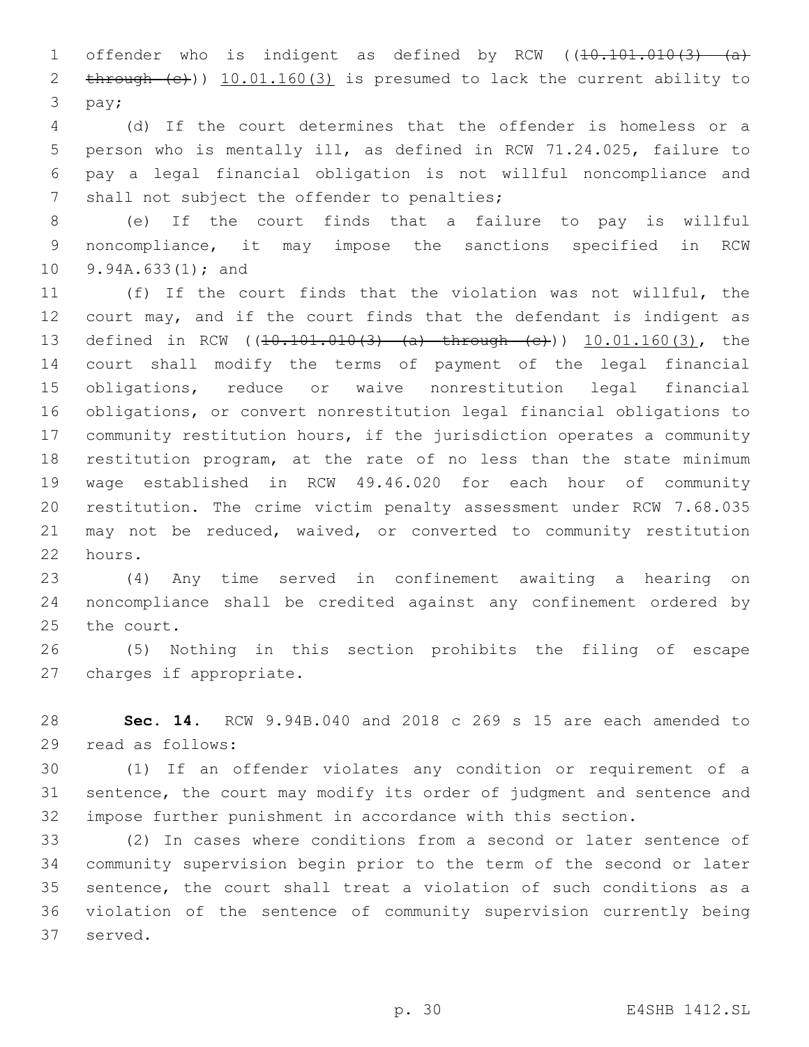offender who is indigent as defined by RCW ((~~10.101.010(3) (a) through (c)~~)) 10.01.160(3) is presumed to lack the current ability to pay;

(d) If the court determines that the offender is homeless or a person who is mentally ill, as defined in RCW 71.24.025, failure to pay a legal financial obligation is not willful noncompliance and shall not subject the offender to penalties;

(e) If the court finds that a failure to pay is willful noncompliance, it may impose the sanctions specified in RCW 9.94A.633(1); and

(f) If the court finds that the violation was not willful, the court may, and if the court finds that the defendant is indigent as defined in RCW ((~~10.101.010(3) (a) through (c)~~)) 10.01.160(3), the court shall modify the terms of payment of the legal financial obligations, reduce or waive nonrestitution legal financial obligations, or convert nonrestitution legal financial obligations to community restitution hours, if the jurisdiction operates a community restitution program, at the rate of no less than the state minimum wage established in RCW 49.46.020 for each hour of community restitution. The crime victim penalty assessment under RCW 7.68.035 may not be reduced, waived, or converted to community restitution hours.

(4) Any time served in confinement awaiting a hearing on noncompliance shall be credited against any confinement ordered by the court.

(5) Nothing in this section prohibits the filing of escape charges if appropriate.

**Sec. 14.** RCW 9.94B.040 and 2018 c 269 s 15 are each amended to read as follows:

(1) If an offender violates any condition or requirement of a sentence, the court may modify its order of judgment and sentence and impose further punishment in accordance with this section.

(2) In cases where conditions from a second or later sentence of community supervision begin prior to the term of the second or later sentence, the court shall treat a violation of such conditions as a violation of the sentence of community supervision currently being served.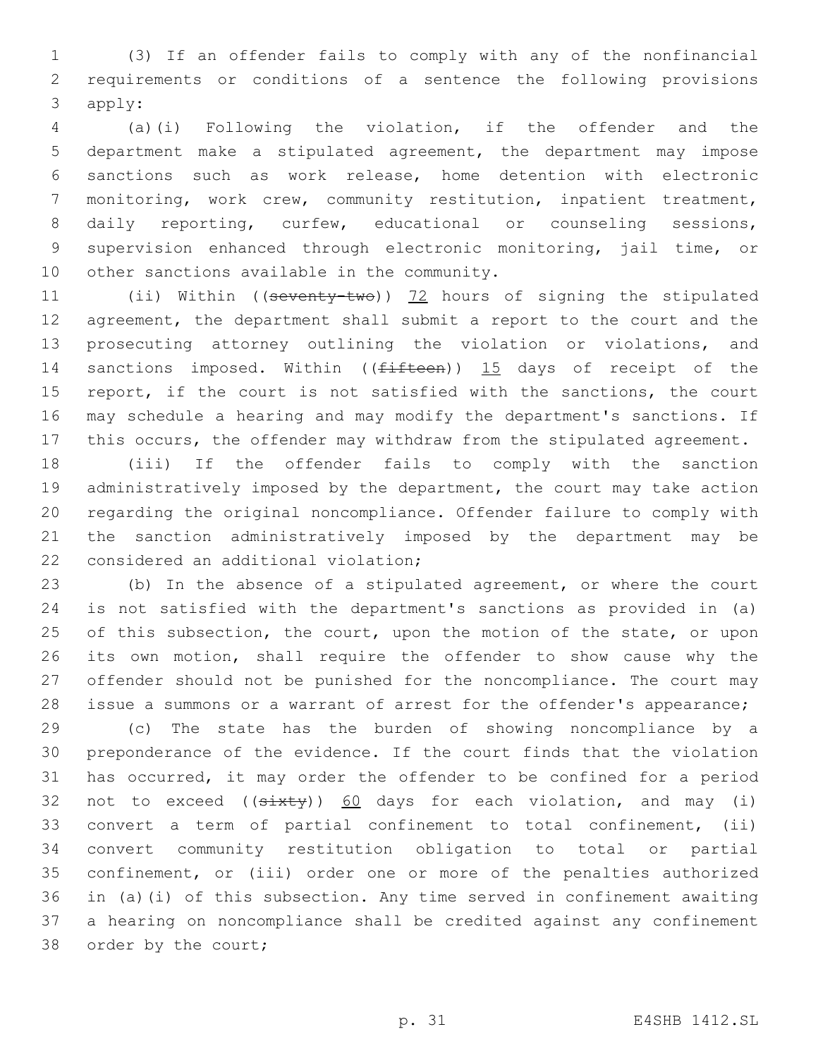(3) If an offender fails to comply with any of the nonfinancial requirements or conditions of a sentence the following provisions apply:

(a)(i) Following the violation, if the offender and the department make a stipulated agreement, the department may impose sanctions such as work release, home detention with electronic monitoring, work crew, community restitution, inpatient treatment, daily reporting, curfew, educational or counseling sessions, supervision enhanced through electronic monitoring, jail time, or other sanctions available in the community.

(ii) Within ((~~seventy-two~~)) <u>72</u> hours of signing the stipulated agreement, the department shall submit a report to the court and the prosecuting attorney outlining the violation or violations, and sanctions imposed. Within ((~~fifteen~~)) <u>15</u> days of receipt of the report, if the court is not satisfied with the sanctions, the court may schedule a hearing and may modify the department's sanctions. If this occurs, the offender may withdraw from the stipulated agreement.

(iii) If the offender fails to comply with the sanction administratively imposed by the department, the court may take action regarding the original noncompliance. Offender failure to comply with the sanction administratively imposed by the department may be considered an additional violation;

(b) In the absence of a stipulated agreement, or where the court is not satisfied with the department's sanctions as provided in (a) of this subsection, the court, upon the motion of the state, or upon its own motion, shall require the offender to show cause why the offender should not be punished for the noncompliance. The court may issue a summons or a warrant of arrest for the offender's appearance;

(c) The state has the burden of showing noncompliance by a preponderance of the evidence. If the court finds that the violation has occurred, it may order the offender to be confined for a period not to exceed ((~~sixty~~)) <u>60</u> days for each violation, and may (i) convert a term of partial confinement to total confinement, (ii) convert community restitution obligation to total or partial confinement, or (iii) order one or more of the penalties authorized in (a)(i) of this subsection. Any time served in confinement awaiting a hearing on noncompliance shall be credited against any confinement order by the court;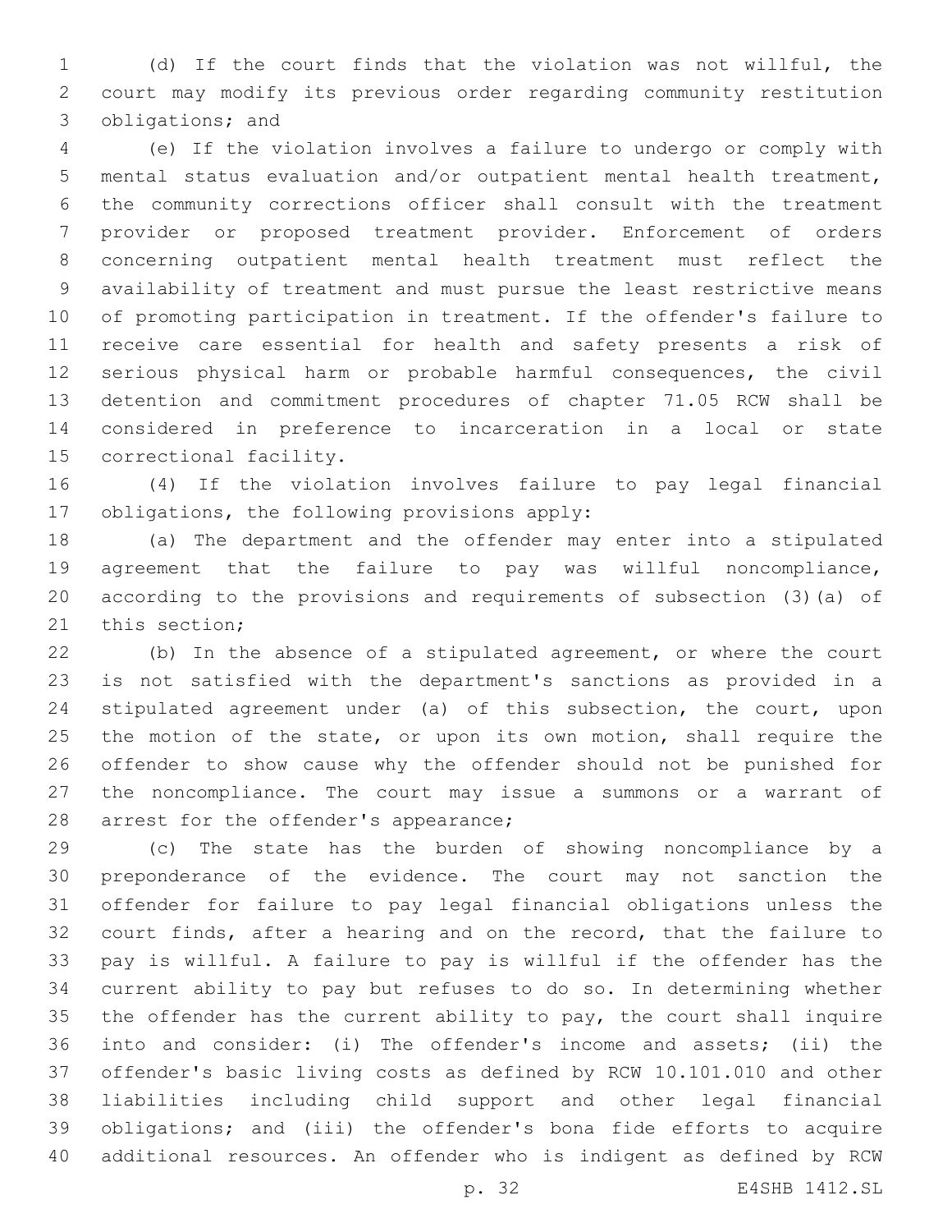(d) If the court finds that the violation was not willful, the court may modify its previous order regarding community restitution obligations; and

(e) If the violation involves a failure to undergo or comply with mental status evaluation and/or outpatient mental health treatment, the community corrections officer shall consult with the treatment provider or proposed treatment provider. Enforcement of orders concerning outpatient mental health treatment must reflect the availability of treatment and must pursue the least restrictive means of promoting participation in treatment. If the offender's failure to receive care essential for health and safety presents a risk of serious physical harm or probable harmful consequences, the civil detention and commitment procedures of chapter 71.05 RCW shall be considered in preference to incarceration in a local or state correctional facility.

(4) If the violation involves failure to pay legal financial obligations, the following provisions apply:

(a) The department and the offender may enter into a stipulated agreement that the failure to pay was willful noncompliance, according to the provisions and requirements of subsection (3)(a) of this section;

(b) In the absence of a stipulated agreement, or where the court is not satisfied with the department's sanctions as provided in a stipulated agreement under (a) of this subsection, the court, upon the motion of the state, or upon its own motion, shall require the offender to show cause why the offender should not be punished for the noncompliance. The court may issue a summons or a warrant of arrest for the offender's appearance;

(c) The state has the burden of showing noncompliance by a preponderance of the evidence. The court may not sanction the offender for failure to pay legal financial obligations unless the court finds, after a hearing and on the record, that the failure to pay is willful. A failure to pay is willful if the offender has the current ability to pay but refuses to do so. In determining whether the offender has the current ability to pay, the court shall inquire into and consider: (i) The offender's income and assets; (ii) the offender's basic living costs as defined by RCW 10.101.010 and other liabilities including child support and other legal financial obligations; and (iii) the offender's bona fide efforts to acquire additional resources. An offender who is indigent as defined by RCW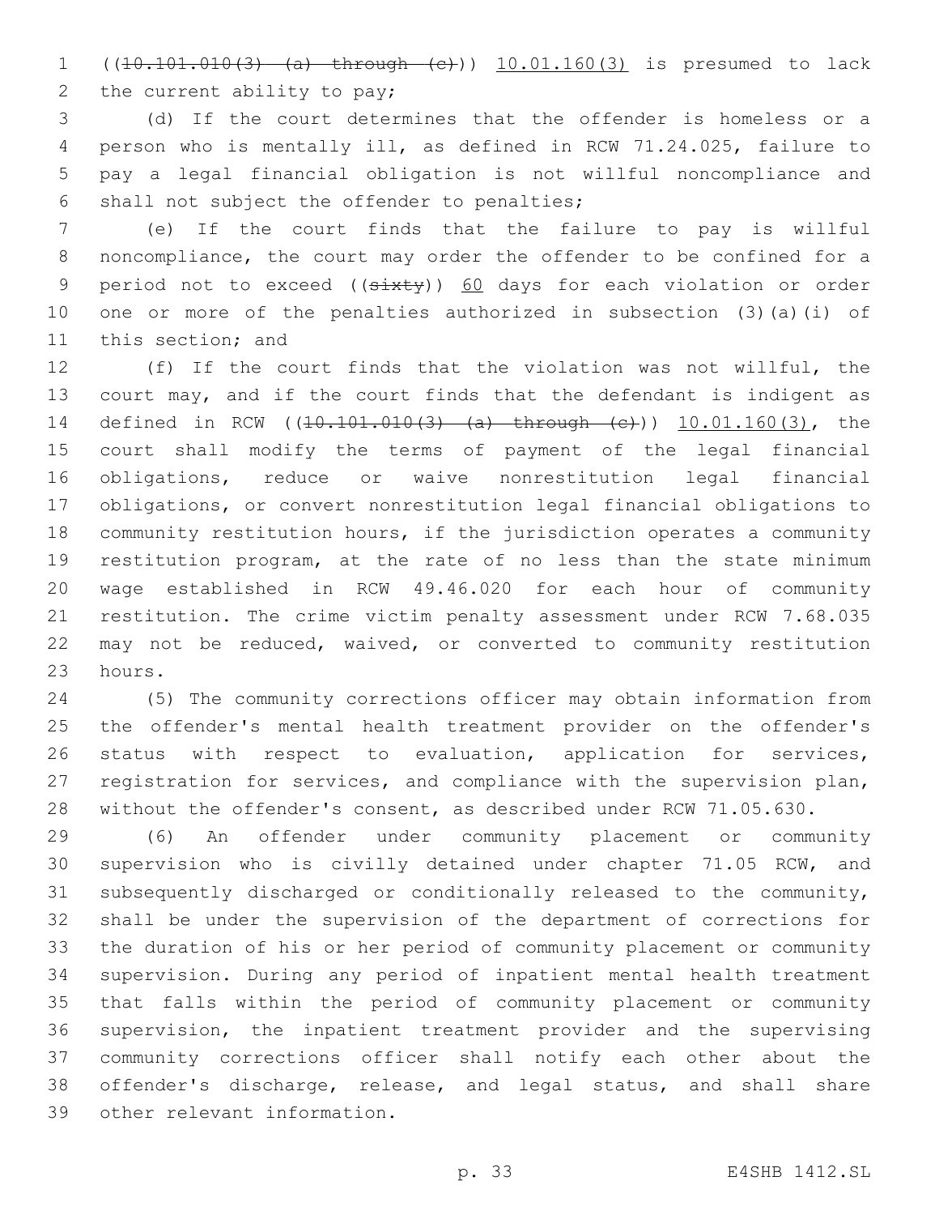((~~10.101.010(3) (a) through (c)~~)) 10.01.160(3) is presumed to lack the current ability to pay;

(d) If the court determines that the offender is homeless or a person who is mentally ill, as defined in RCW 71.24.025, failure to pay a legal financial obligation is not willful noncompliance and shall not subject the offender to penalties;

(e) If the court finds that the failure to pay is willful noncompliance, the court may order the offender to be confined for a period not to exceed ((~~sixty~~)) 60 days for each violation or order one or more of the penalties authorized in subsection (3)(a)(i) of this section; and

(f) If the court finds that the violation was not willful, the court may, and if the court finds that the defendant is indigent as defined in RCW ((~~10.101.010(3) (a) through (c)~~)) 10.01.160(3), the court shall modify the terms of payment of the legal financial obligations, reduce or waive nonrestitution legal financial obligations, or convert nonrestitution legal financial obligations to community restitution hours, if the jurisdiction operates a community restitution program, at the rate of no less than the state minimum wage established in RCW 49.46.020 for each hour of community restitution. The crime victim penalty assessment under RCW 7.68.035 may not be reduced, waived, or converted to community restitution hours.

(5) The community corrections officer may obtain information from the offender's mental health treatment provider on the offender's status with respect to evaluation, application for services, registration for services, and compliance with the supervision plan, without the offender's consent, as described under RCW 71.05.630.

(6) An offender under community placement or community supervision who is civilly detained under chapter 71.05 RCW, and subsequently discharged or conditionally released to the community, shall be under the supervision of the department of corrections for the duration of his or her period of community placement or community supervision. During any period of inpatient mental health treatment that falls within the period of community placement or community supervision, the inpatient treatment provider and the supervising community corrections officer shall notify each other about the offender's discharge, release, and legal status, and shall share other relevant information.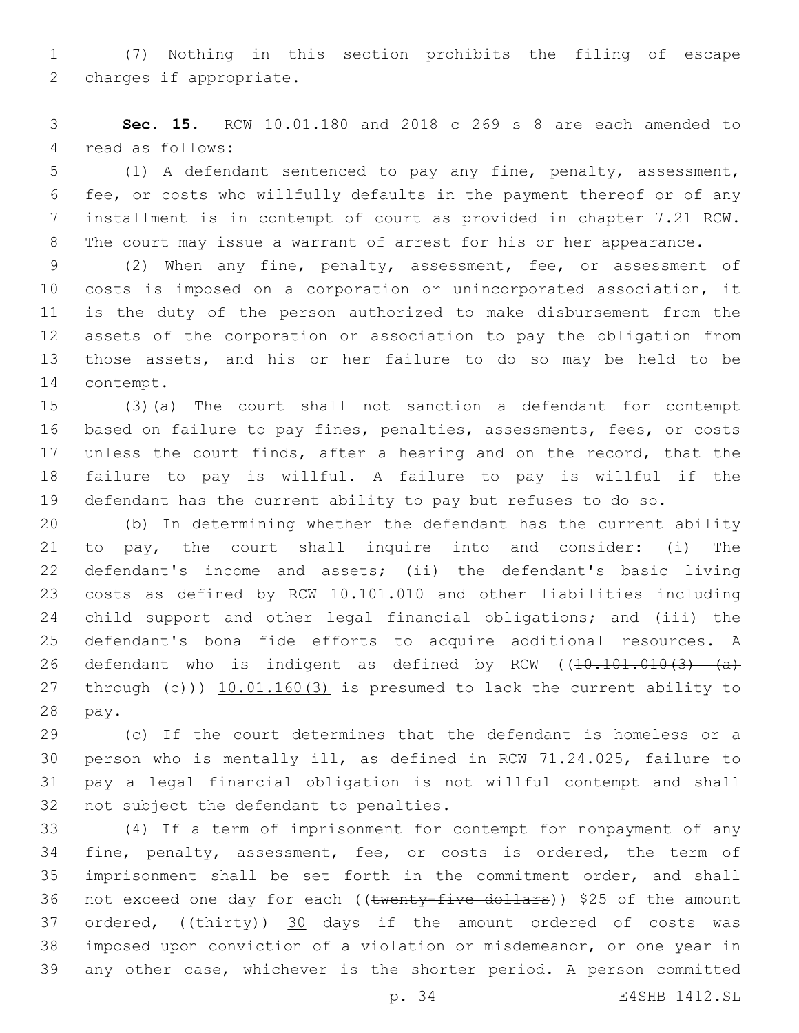(7) Nothing in this section prohibits the filing of escape charges if appropriate.

**Sec. 15.** RCW 10.01.180 and 2018 c 269 s 8 are each amended to read as follows:

(1) A defendant sentenced to pay any fine, penalty, assessment, fee, or costs who willfully defaults in the payment thereof or of any installment is in contempt of court as provided in chapter 7.21 RCW. The court may issue a warrant of arrest for his or her appearance.

(2) When any fine, penalty, assessment, fee, or assessment of costs is imposed on a corporation or unincorporated association, it is the duty of the person authorized to make disbursement from the assets of the corporation or association to pay the obligation from those assets, and his or her failure to do so may be held to be contempt.

(3)(a) The court shall not sanction a defendant for contempt based on failure to pay fines, penalties, assessments, fees, or costs unless the court finds, after a hearing and on the record, that the failure to pay is willful. A failure to pay is willful if the defendant has the current ability to pay but refuses to do so.

(b) In determining whether the defendant has the current ability to pay, the court shall inquire into and consider: (i) The defendant's income and assets; (ii) the defendant's basic living costs as defined by RCW 10.101.010 and other liabilities including child support and other legal financial obligations; and (iii) the defendant's bona fide efforts to acquire additional resources. A defendant who is indigent as defined by RCW ((~~10.101.010(3) (a) through (c)~~)) 10.01.160(3) is presumed to lack the current ability to pay.

(c) If the court determines that the defendant is homeless or a person who is mentally ill, as defined in RCW 71.24.025, failure to pay a legal financial obligation is not willful contempt and shall not subject the defendant to penalties.

(4) If a term of imprisonment for contempt for nonpayment of any fine, penalty, assessment, fee, or costs is ordered, the term of imprisonment shall be set forth in the commitment order, and shall not exceed one day for each ((~~twenty-five dollars~~)) $25 of the amount ordered, ((~~thirty~~)) 30 days if the amount ordered of costs was imposed upon conviction of a violation or misdemeanor, or one year in any other case, whichever is the shorter period. A person committed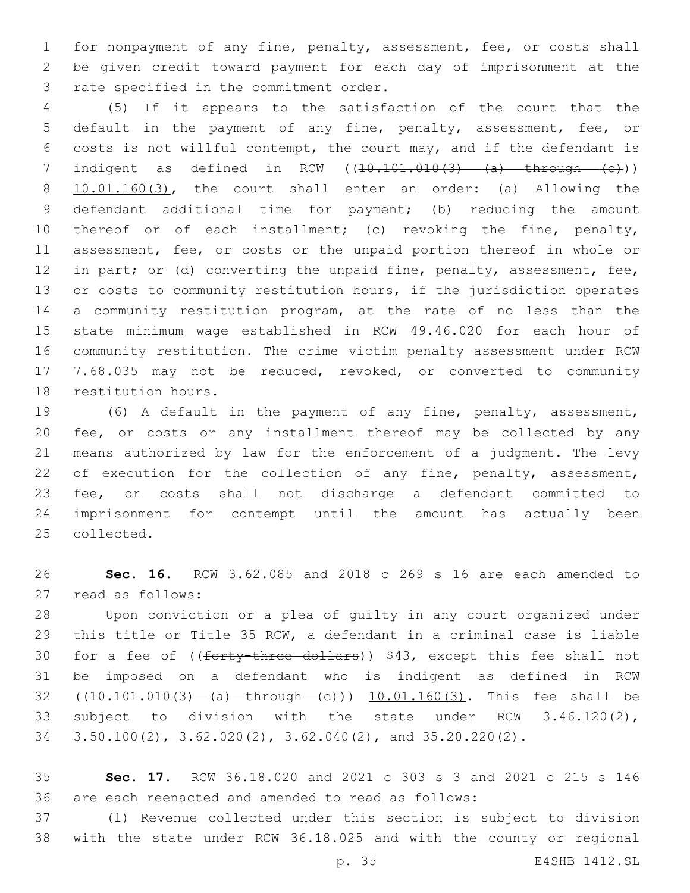for nonpayment of any fine, penalty, assessment, fee, or costs shall be given credit toward payment for each day of imprisonment at the rate specified in the commitment order.

(5) If it appears to the satisfaction of the court that the default in the payment of any fine, penalty, assessment, fee, or costs is not willful contempt, the court may, and if the defendant is indigent as defined in RCW ((~~10.101.010(3) (a) through (c)~~)) 10.01.160(3), the court shall enter an order: (a) Allowing the defendant additional time for payment; (b) reducing the amount thereof or of each installment; (c) revoking the fine, penalty, assessment, fee, or costs or the unpaid portion thereof in whole or in part; or (d) converting the unpaid fine, penalty, assessment, fee, or costs to community restitution hours, if the jurisdiction operates a community restitution program, at the rate of no less than the state minimum wage established in RCW 49.46.020 for each hour of community restitution. The crime victim penalty assessment under RCW 7.68.035 may not be reduced, revoked, or converted to community restitution hours.

(6) A default in the payment of any fine, penalty, assessment, fee, or costs or any installment thereof may be collected by any means authorized by law for the enforcement of a judgment. The levy of execution for the collection of any fine, penalty, assessment, fee, or costs shall not discharge a defendant committed to imprisonment for contempt until the amount has actually been collected.

**Sec. 16.** RCW 3.62.085 and 2018 c 269 s 16 are each amended to read as follows:

Upon conviction or a plea of guilty in any court organized under this title or Title 35 RCW, a defendant in a criminal case is liable for a fee of ((~~forty-three dollars~~)) $43, except this fee shall not be imposed on a defendant who is indigent as defined in RCW ((~~10.101.010(3) (a) through (c)~~)) 10.01.160(3). This fee shall be subject to division with the state under RCW 3.46.120(2), 3.50.100(2), 3.62.020(2), 3.62.040(2), and 35.20.220(2).

**Sec. 17.** RCW 36.18.020 and 2021 c 303 s 3 and 2021 c 215 s 146 are each reenacted and amended to read as follows:

(1) Revenue collected under this section is subject to division with the state under RCW 36.18.025 and with the county or regional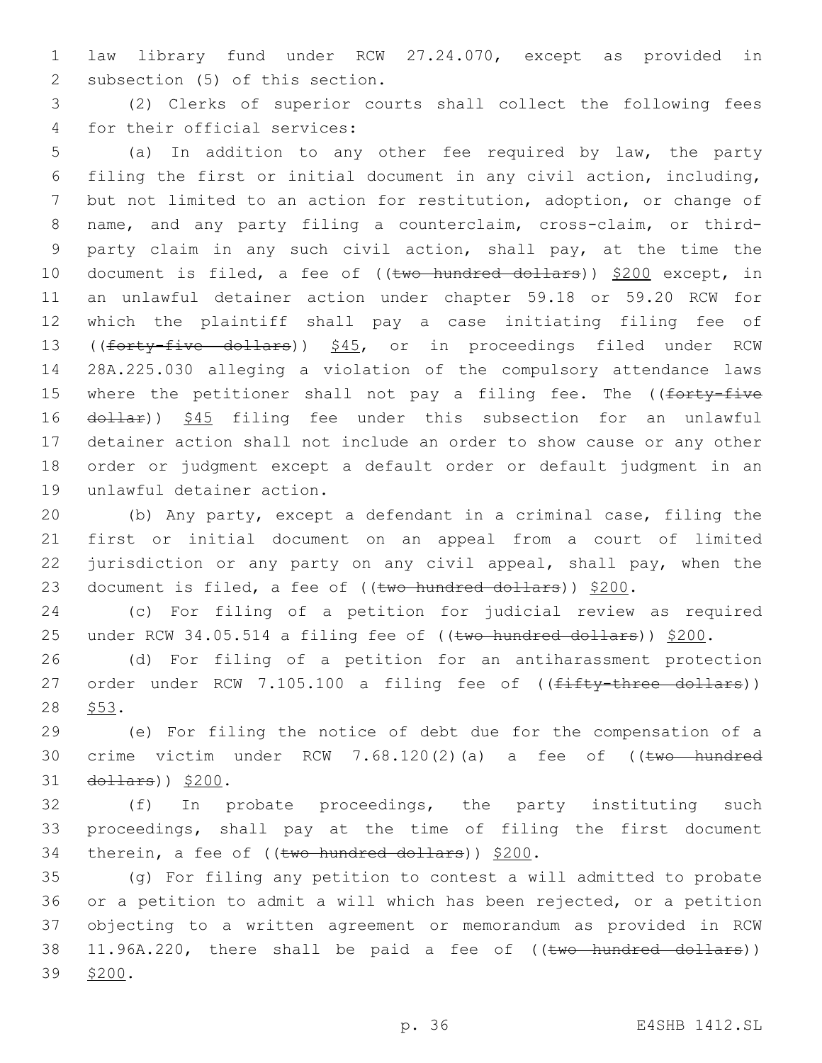law library fund under RCW 27.24.070, except as provided in subsection (5) of this section.

(2) Clerks of superior courts shall collect the following fees for their official services:

(a) In addition to any other fee required by law, the party filing the first or initial document in any civil action, including, but not limited to an action for restitution, adoption, or change of name, and any party filing a counterclaim, cross-claim, or third-party claim in any such civil action, shall pay, at the time the document is filed, a fee of ((~~two hundred dollars~~)) <u>$200</u> except, in an unlawful detainer action under chapter 59.18 or 59.20 RCW for which the plaintiff shall pay a case initiating filing fee of ((~~forty-five dollars~~)) <u>$45</u>, or in proceedings filed under RCW 28A.225.030 alleging a violation of the compulsory attendance laws where the petitioner shall not pay a filing fee. The ((~~forty-five dollar~~)) <u>$45</u> filing fee under this subsection for an unlawful detainer action shall not include an order to show cause or any other order or judgment except a default order or default judgment in an unlawful detainer action.

(b) Any party, except a defendant in a criminal case, filing the first or initial document on an appeal from a court of limited jurisdiction or any party on any civil appeal, shall pay, when the document is filed, a fee of ((~~two hundred dollars~~)) <u>$200</u>.

(c) For filing of a petition for judicial review as required under RCW 34.05.514 a filing fee of ((~~two hundred dollars~~)) <u>$200</u>.

(d) For filing of a petition for an antiharassment protection order under RCW 7.105.100 a filing fee of ((~~fifty-three dollars~~)) <u>$53</u>.

(e) For filing the notice of debt due for the compensation of a crime victim under RCW 7.68.120(2)(a) a fee of ((~~two hundred dollars~~)) <u>$200</u>.

(f) In probate proceedings, the party instituting such proceedings, shall pay at the time of filing the first document therein, a fee of ((~~two hundred dollars~~)) <u>$200</u>.

(g) For filing any petition to contest a will admitted to probate or a petition to admit a will which has been rejected, or a petition objecting to a written agreement or memorandum as provided in RCW 11.96A.220, there shall be paid a fee of ((~~two hundred dollars~~)) <u>$200</u>.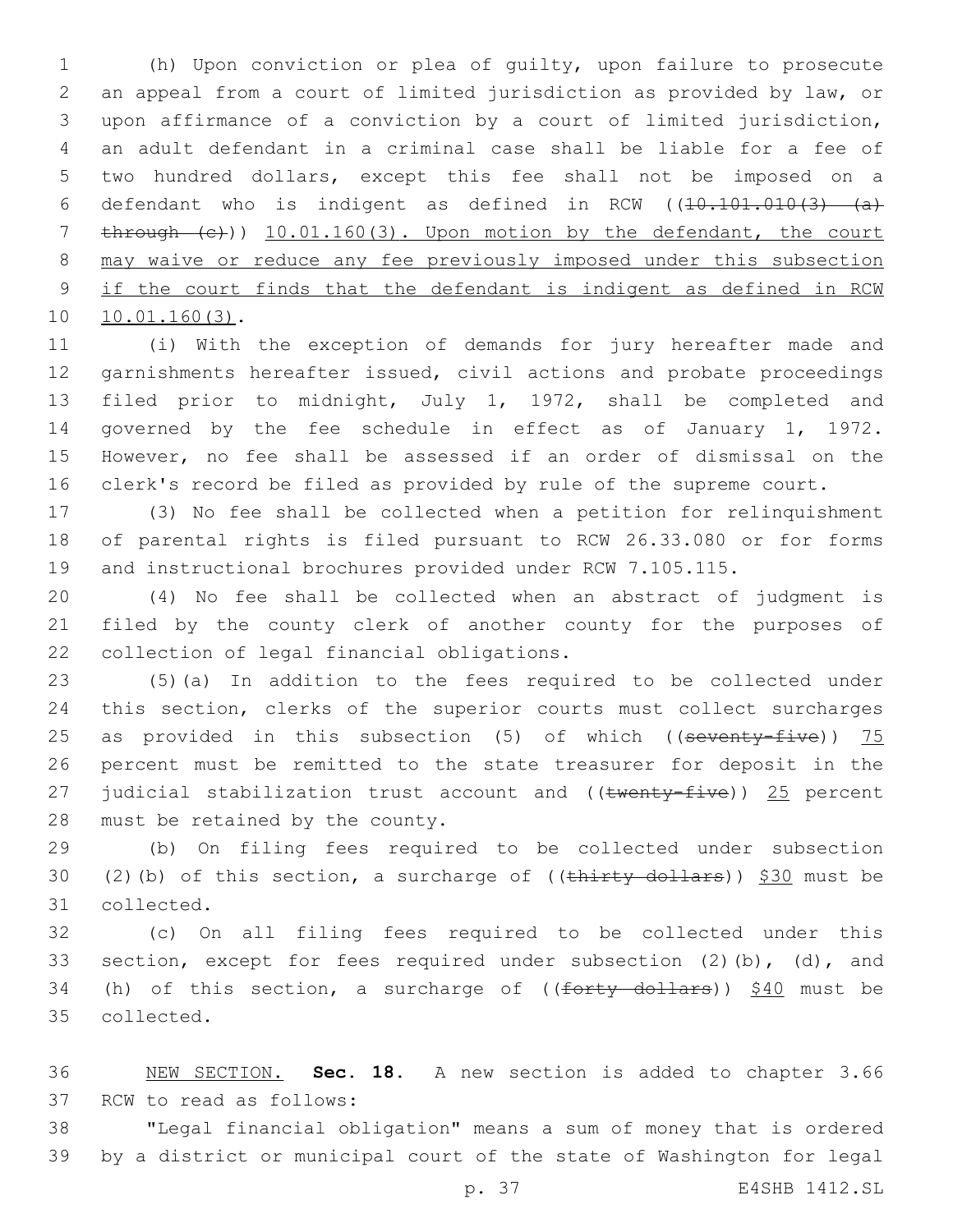(h) Upon conviction or plea of guilty, upon failure to prosecute an appeal from a court of limited jurisdiction as provided by law, or upon affirmance of a conviction by a court of limited jurisdiction, an adult defendant in a criminal case shall be liable for a fee of two hundred dollars, except this fee shall not be imposed on a defendant who is indigent as defined in RCW ((~~10.101.010(3) (a) through (c)~~)) 10.01.160(3). Upon motion by the defendant, the court may waive or reduce any fee previously imposed under this subsection if the court finds that the defendant is indigent as defined in RCW 10.01.160(3).

(i) With the exception of demands for jury hereafter made and garnishments hereafter issued, civil actions and probate proceedings filed prior to midnight, July 1, 1972, shall be completed and governed by the fee schedule in effect as of January 1, 1972. However, no fee shall be assessed if an order of dismissal on the clerk's record be filed as provided by rule of the supreme court.

(3) No fee shall be collected when a petition for relinquishment of parental rights is filed pursuant to RCW 26.33.080 or for forms and instructional brochures provided under RCW 7.105.115.

(4) No fee shall be collected when an abstract of judgment is filed by the county clerk of another county for the purposes of collection of legal financial obligations.

(5)(a) In addition to the fees required to be collected under this section, clerks of the superior courts must collect surcharges as provided in this subsection (5) of which ((~~seventy-five~~)) 75 percent must be remitted to the state treasurer for deposit in the judicial stabilization trust account and ((~~twenty-five~~)) 25 percent must be retained by the county.

(b) On filing fees required to be collected under subsection (2)(b) of this section, a surcharge of ((~~thirty dollars~~)) $30 must be collected.

(c) On all filing fees required to be collected under this section, except for fees required under subsection (2)(b), (d), and (h) of this section, a surcharge of ((~~forty dollars~~)) $40 must be collected.

NEW SECTION. **Sec. 18.** A new section is added to chapter 3.66 RCW to read as follows:

"Legal financial obligation" means a sum of money that is ordered by a district or municipal court of the state of Washington for legal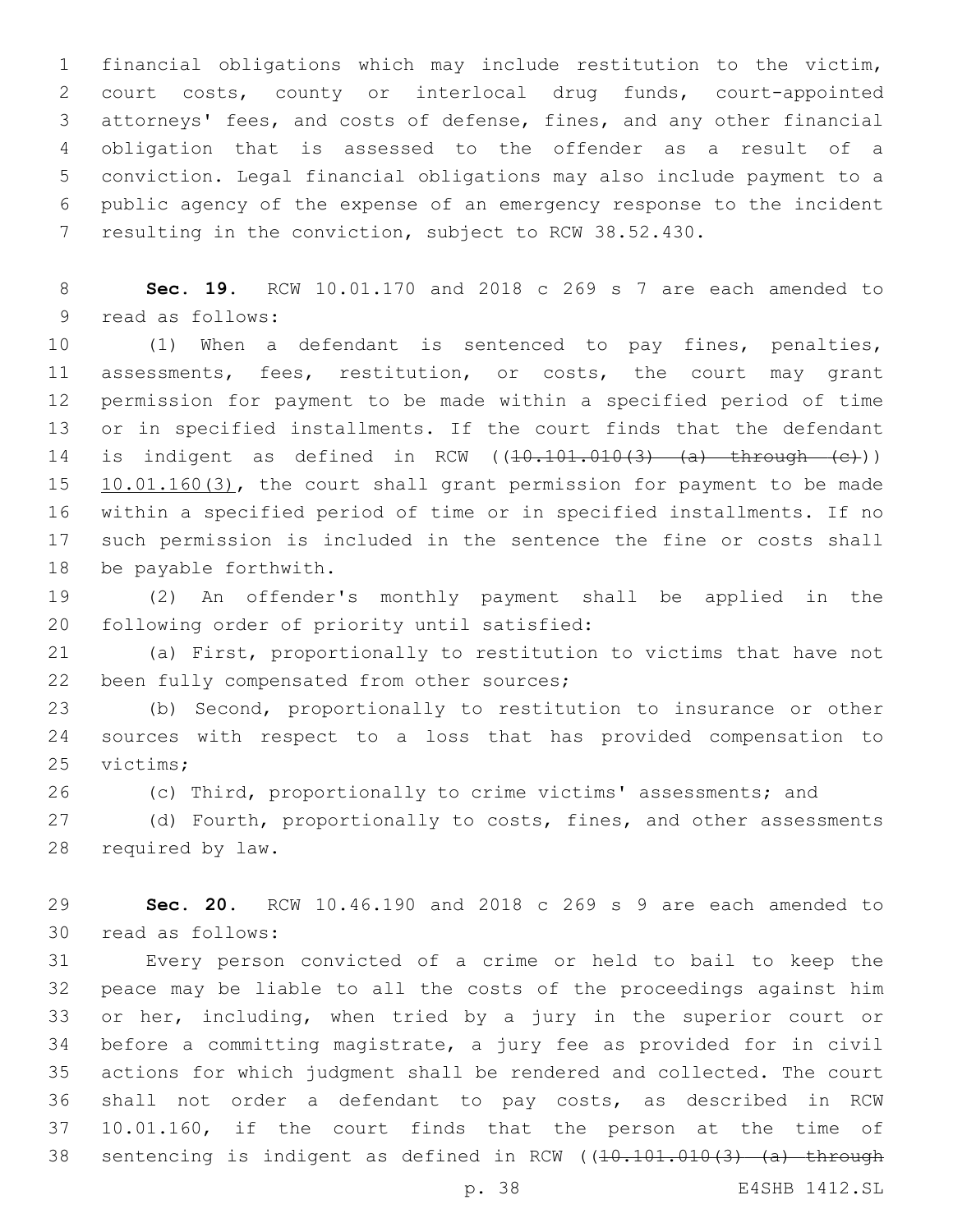financial obligations which may include restitution to the victim, court costs, county or interlocal drug funds, court-appointed attorneys' fees, and costs of defense, fines, and any other financial obligation that is assessed to the offender as a result of a conviction. Legal financial obligations may also include payment to a public agency of the expense of an emergency response to the incident resulting in the conviction, subject to RCW 38.52.430.

**Sec. 19.** RCW 10.01.170 and 2018 c 269 s 7 are each amended to read as follows:

(1) When a defendant is sentenced to pay fines, penalties, assessments, fees, restitution, or costs, the court may grant permission for payment to be made within a specified period of time or in specified installments. If the court finds that the defendant is indigent as defined in RCW ((~~10.101.010(3) (a) through (c)~~)) <u>10.01.160(3)</u>, the court shall grant permission for payment to be made within a specified period of time or in specified installments. If no such permission is included in the sentence the fine or costs shall be payable forthwith.

(2) An offender's monthly payment shall be applied in the following order of priority until satisfied:

(a) First, proportionally to restitution to victims that have not been fully compensated from other sources;

(b) Second, proportionally to restitution to insurance or other sources with respect to a loss that has provided compensation to victims;

(c) Third, proportionally to crime victims' assessments; and

(d) Fourth, proportionally to costs, fines, and other assessments required by law.

**Sec. 20.** RCW 10.46.190 and 2018 c 269 s 9 are each amended to read as follows:

Every person convicted of a crime or held to bail to keep the peace may be liable to all the costs of the proceedings against him or her, including, when tried by a jury in the superior court or before a committing magistrate, a jury fee as provided for in civil actions for which judgment shall be rendered and collected. The court shall not order a defendant to pay costs, as described in RCW 10.01.160, if the court finds that the person at the time of sentencing is indigent as defined in RCW ((~~10.101.010(3) (a) through~~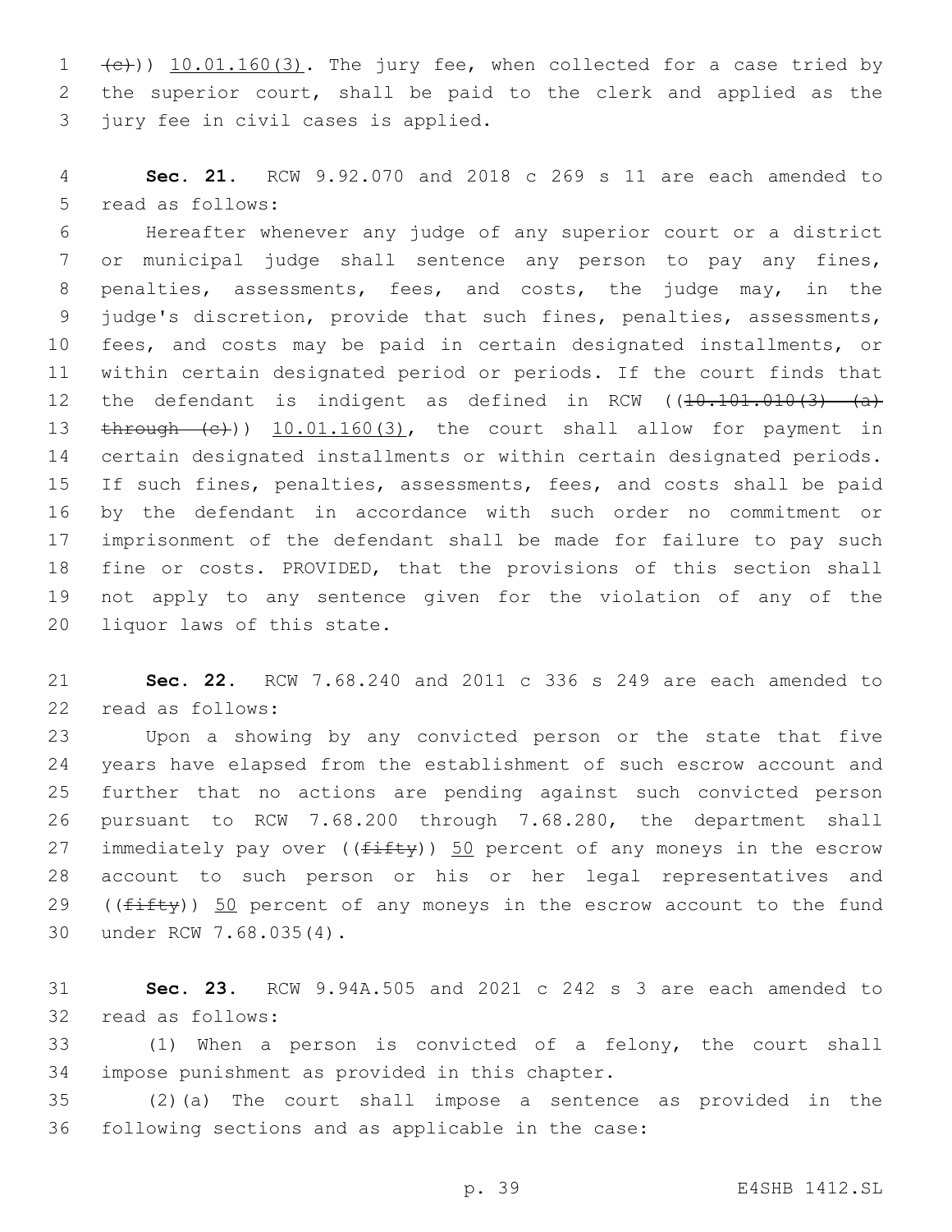((c))) 10.01.160(3). The jury fee, when collected for a case tried by the superior court, shall be paid to the clerk and applied as the jury fee in civil cases is applied.

**Sec. 21.** RCW 9.92.070 and 2018 c 269 s 11 are each amended to read as follows:

Hereafter whenever any judge of any superior court or a district or municipal judge shall sentence any person to pay any fines, penalties, assessments, fees, and costs, the judge may, in the judge's discretion, provide that such fines, penalties, assessments, fees, and costs may be paid in certain designated installments, or within certain designated period or periods. If the court finds that the defendant is indigent as defined in RCW ((10.101.010(3) (a) through (c))) 10.01.160(3), the court shall allow for payment in certain designated installments or within certain designated periods. If such fines, penalties, assessments, fees, and costs shall be paid by the defendant in accordance with such order no commitment or imprisonment of the defendant shall be made for failure to pay such fine or costs. PROVIDED, that the provisions of this section shall not apply to any sentence given for the violation of any of the liquor laws of this state.

**Sec. 22.** RCW 7.68.240 and 2011 c 336 s 249 are each amended to read as follows:

Upon a showing by any convicted person or the state that five years have elapsed from the establishment of such escrow account and further that no actions are pending against such convicted person pursuant to RCW 7.68.200 through 7.68.280, the department shall immediately pay over ((fifty)) 50 percent of any moneys in the escrow account to such person or his or her legal representatives and ((fifty)) 50 percent of any moneys in the escrow account to the fund under RCW 7.68.035(4).

**Sec. 23.** RCW 9.94A.505 and 2021 c 242 s 3 are each amended to read as follows:

(1) When a person is convicted of a felony, the court shall impose punishment as provided in this chapter.

(2)(a) The court shall impose a sentence as provided in the following sections and as applicable in the case: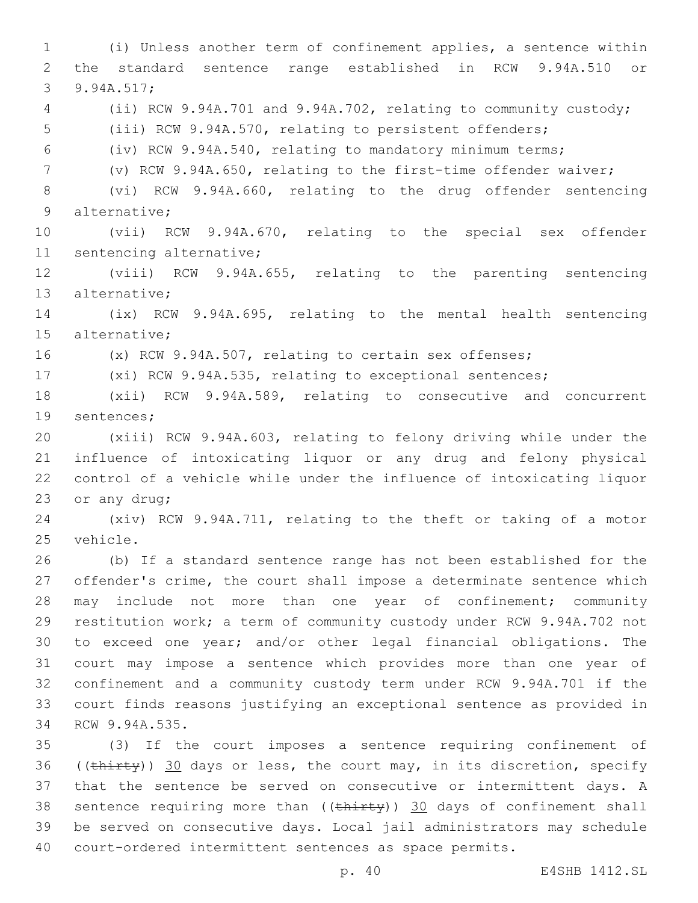(i) Unless another term of confinement applies, a sentence within the standard sentence range established in RCW 9.94A.510 or 9.94A.517;

(ii) RCW 9.94A.701 and 9.94A.702, relating to community custody;

(iii) RCW 9.94A.570, relating to persistent offenders;

(iv) RCW 9.94A.540, relating to mandatory minimum terms;

(v) RCW 9.94A.650, relating to the first-time offender waiver;

(vi) RCW 9.94A.660, relating to the drug offender sentencing alternative;

(vii) RCW 9.94A.670, relating to the special sex offender sentencing alternative;

(viii) RCW 9.94A.655, relating to the parenting sentencing alternative;

(ix) RCW 9.94A.695, relating to the mental health sentencing alternative;

(x) RCW 9.94A.507, relating to certain sex offenses;

(xi) RCW 9.94A.535, relating to exceptional sentences;

(xii) RCW 9.94A.589, relating to consecutive and concurrent sentences;

(xiii) RCW 9.94A.603, relating to felony driving while under the influence of intoxicating liquor or any drug and felony physical control of a vehicle while under the influence of intoxicating liquor or any drug;

(xiv) RCW 9.94A.711, relating to the theft or taking of a motor vehicle.

(b) If a standard sentence range has not been established for the offender's crime, the court shall impose a determinate sentence which may include not more than one year of confinement; community restitution work; a term of community custody under RCW 9.94A.702 not to exceed one year; and/or other legal financial obligations. The court may impose a sentence which provides more than one year of confinement and a community custody term under RCW 9.94A.701 if the court finds reasons justifying an exceptional sentence as provided in RCW 9.94A.535.

(3) If the court imposes a sentence requiring confinement of ((~~thirty~~)) <u>30</u> days or less, the court may, in its discretion, specify that the sentence be served on consecutive or intermittent days. A sentence requiring more than ((~~thirty~~)) <u>30</u> days of confinement shall be served on consecutive days. Local jail administrators may schedule court-ordered intermittent sentences as space permits.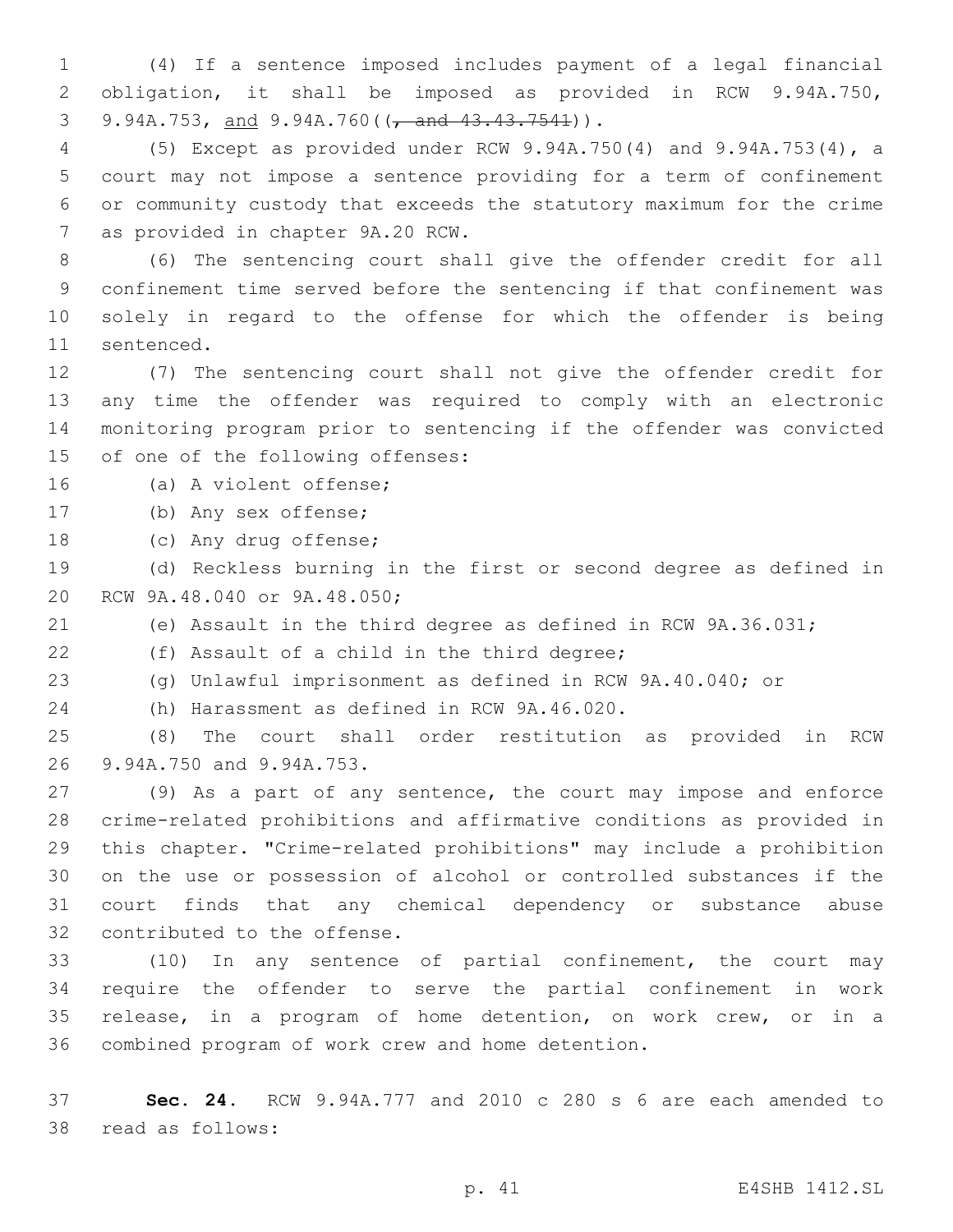(4) If a sentence imposed includes payment of a legal financial obligation, it shall be imposed as provided in RCW 9.94A.750, 9.94A.753, and 9.94A.760((~~, and 43.43.7541~~)).

(5) Except as provided under RCW 9.94A.750(4) and 9.94A.753(4), a court may not impose a sentence providing for a term of confinement or community custody that exceeds the statutory maximum for the crime as provided in chapter 9A.20 RCW.

(6) The sentencing court shall give the offender credit for all confinement time served before the sentencing if that confinement was solely in regard to the offense for which the offender is being sentenced.

(7) The sentencing court shall not give the offender credit for any time the offender was required to comply with an electronic monitoring program prior to sentencing if the offender was convicted of one of the following offenses:

(a) A violent offense;

(b) Any sex offense;

(c) Any drug offense;

(d) Reckless burning in the first or second degree as defined in RCW 9A.48.040 or 9A.48.050;

(e) Assault in the third degree as defined in RCW 9A.36.031;

(f) Assault of a child in the third degree;

(g) Unlawful imprisonment as defined in RCW 9A.40.040; or

(h) Harassment as defined in RCW 9A.46.020.

(8) The court shall order restitution as provided in RCW 9.94A.750 and 9.94A.753.

(9) As a part of any sentence, the court may impose and enforce crime-related prohibitions and affirmative conditions as provided in this chapter. "Crime-related prohibitions" may include a prohibition on the use or possession of alcohol or controlled substances if the court finds that any chemical dependency or substance abuse contributed to the offense.

(10) In any sentence of partial confinement, the court may require the offender to serve the partial confinement in work release, in a program of home detention, on work crew, or in a combined program of work crew and home detention.

**Sec. 24.** RCW 9.94A.777 and 2010 c 280 s 6 are each amended to read as follows: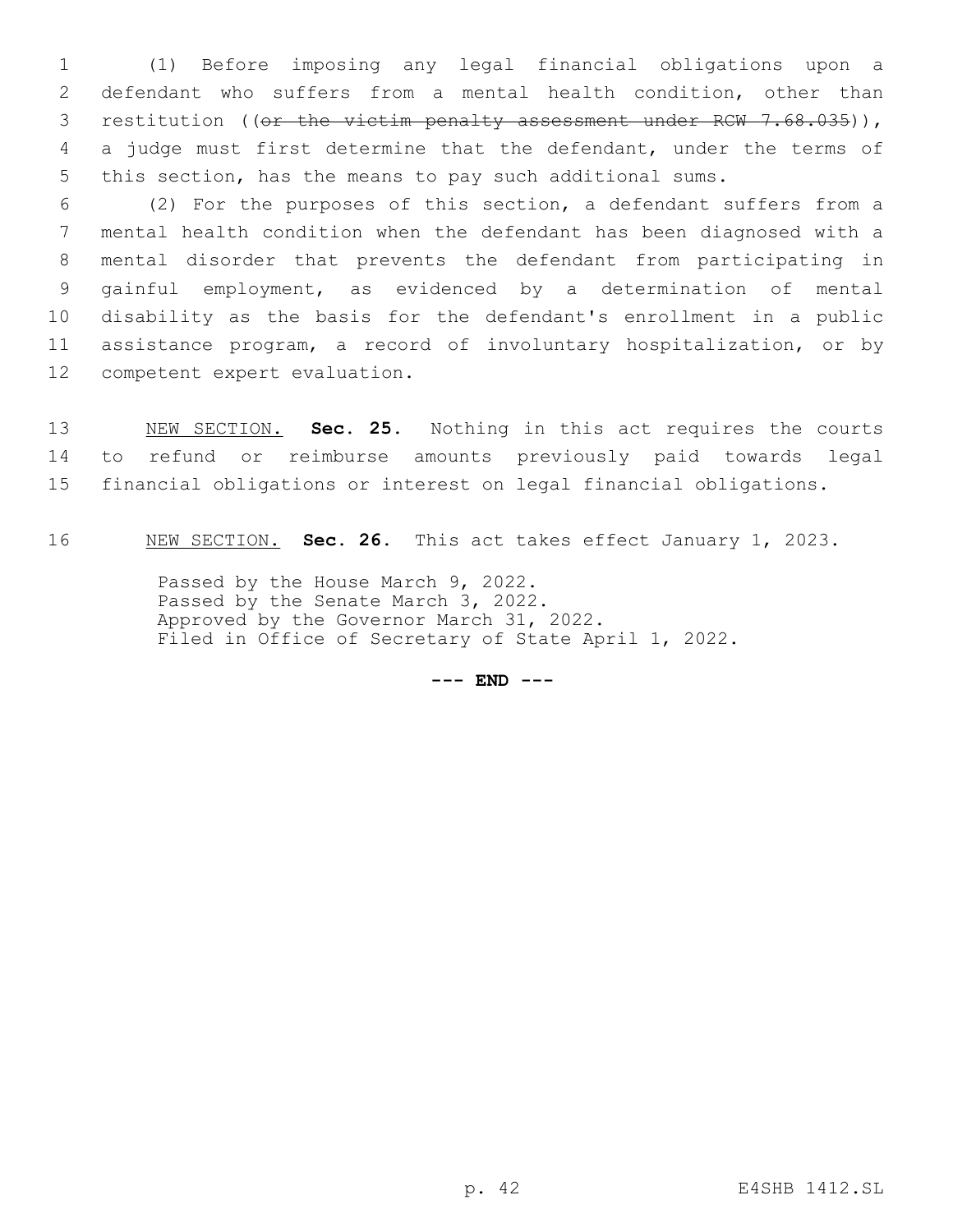(1) Before imposing any legal financial obligations upon a defendant who suffers from a mental health condition, other than restitution ((~~or the victim penalty assessment under RCW 7.68.035~~)), a judge must first determine that the defendant, under the terms of this section, has the means to pay such additional sums.

(2) For the purposes of this section, a defendant suffers from a mental health condition when the defendant has been diagnosed with a mental disorder that prevents the defendant from participating in gainful employment, as evidenced by a determination of mental disability as the basis for the defendant's enrollment in a public assistance program, a record of involuntary hospitalization, or by competent expert evaluation.

NEW SECTION. **Sec. 25.** Nothing in this act requires the courts to refund or reimburse amounts previously paid towards legal financial obligations or interest on legal financial obligations.

NEW SECTION. **Sec. 26.** This act takes effect January 1, 2023.

Passed by the House March 9, 2022.
Passed by the Senate March 3, 2022.
Approved by the Governor March 31, 2022.
Filed in Office of Secretary of State April 1, 2022.

**--- END ---**